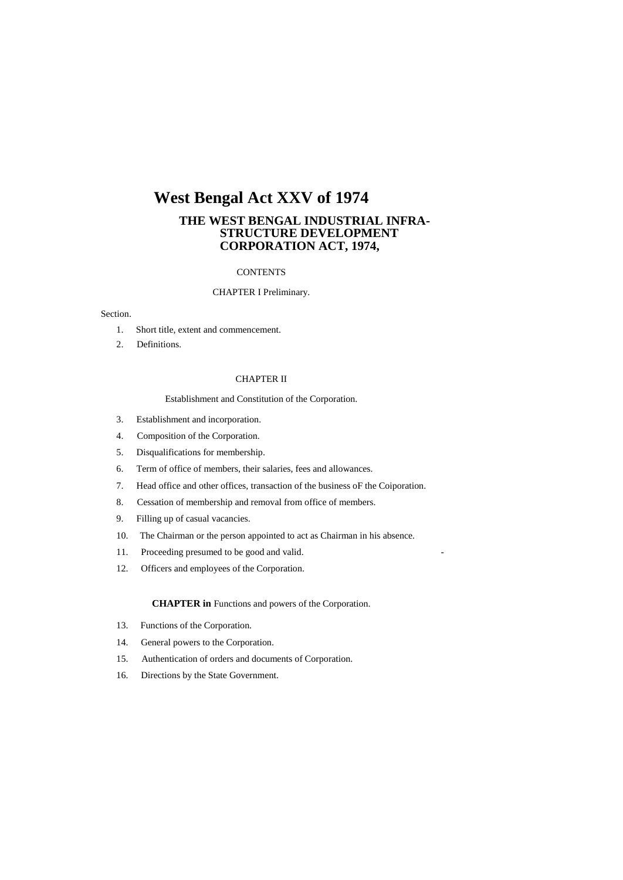# West Bengal Act XXV of 1974

## THE WEST BENGAL INDUSTRIAL INFRA-STRUCTURE DEVELOPMENT CORPORATION ACT, 1974,

CONTENTS

CHAPTER I Preliminary.

Section.

1. Short title, extent and commencement.
2. Definitions.

CHAPTER II

Establishment and Constitution of the Corporation.

3. Establishment and incorporation.
4. Composition of the Corporation.
5. Disqualifications for membership.
6. Term of office of members, their salaries, fees and allowances.
7. Head office and other offices, transaction of the business oF the Coiporation.
8. Cessation of membership and removal from office of members.
9. Filling up of casual vacancies.
10. The Chairman or the person appointed to act as Chairman in his absence.
11. Proceeding presumed to be good and valid. -
12. Officers and employees of the Corporation.

**CHAPTER in** Functions and powers of the Corporation.

13. Functions of the Corporation.
14. General powers to the Corporation.
15. Authentication of orders and documents of Corporation.
16. Directions by the State Government.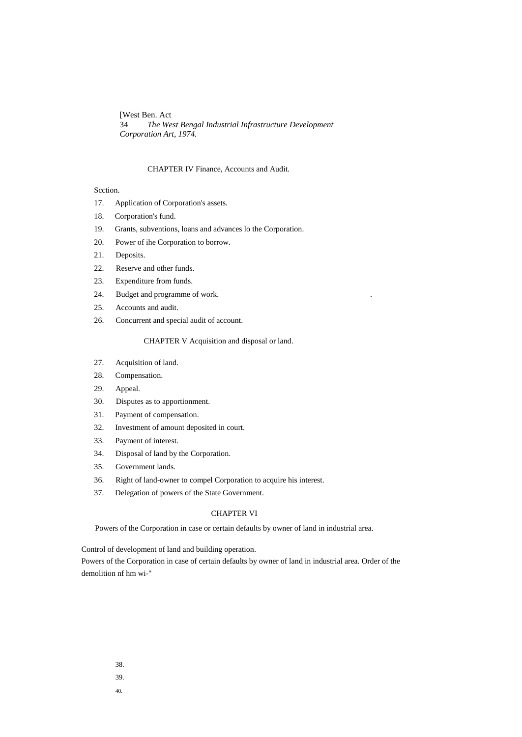[West Ben. Act
34 *The West Bengal Industrial Infrastructure Development Corporation Art, 1974.*

## CHAPTER IV Finance, Accounts and Audit.

Scction.

17. Application of Corporation's assets.
18. Corporation's fund.
19. Grants, subventions, loans and advances lo the Corporation.
20. Power of ihe Corporation to borrow.
21. Deposits.
22. Reserve and other funds.
23. Expenditure from funds.
24. Budget and programme of work.
25. Accounts and audit.
26. Concurrent and special audit of account.

## CHAPTER V Acquisition and disposal or land.

27. Acquisition of land.
28. Compensation.
29. Appeal.
30. Disputes as to apportionment.
31. Payment of compensation.
32. Investment of amount deposited in court.
33. Payment of interest.
34. Disposal of land by the Corporation.
35. Government lands.
36. Right of land-owner to compel Corporation to acquire his interest.
37. Delegation of powers of the State Government.

## CHAPTER VI

Powers of the Corporation in case or certain defaults by owner of land in industrial area.

Control of development of land and building operation.
Powers of the Corporation in case of certain defaults by owner of land in industrial area. Order of the demolition nf hm wi-"

38.
39.
40.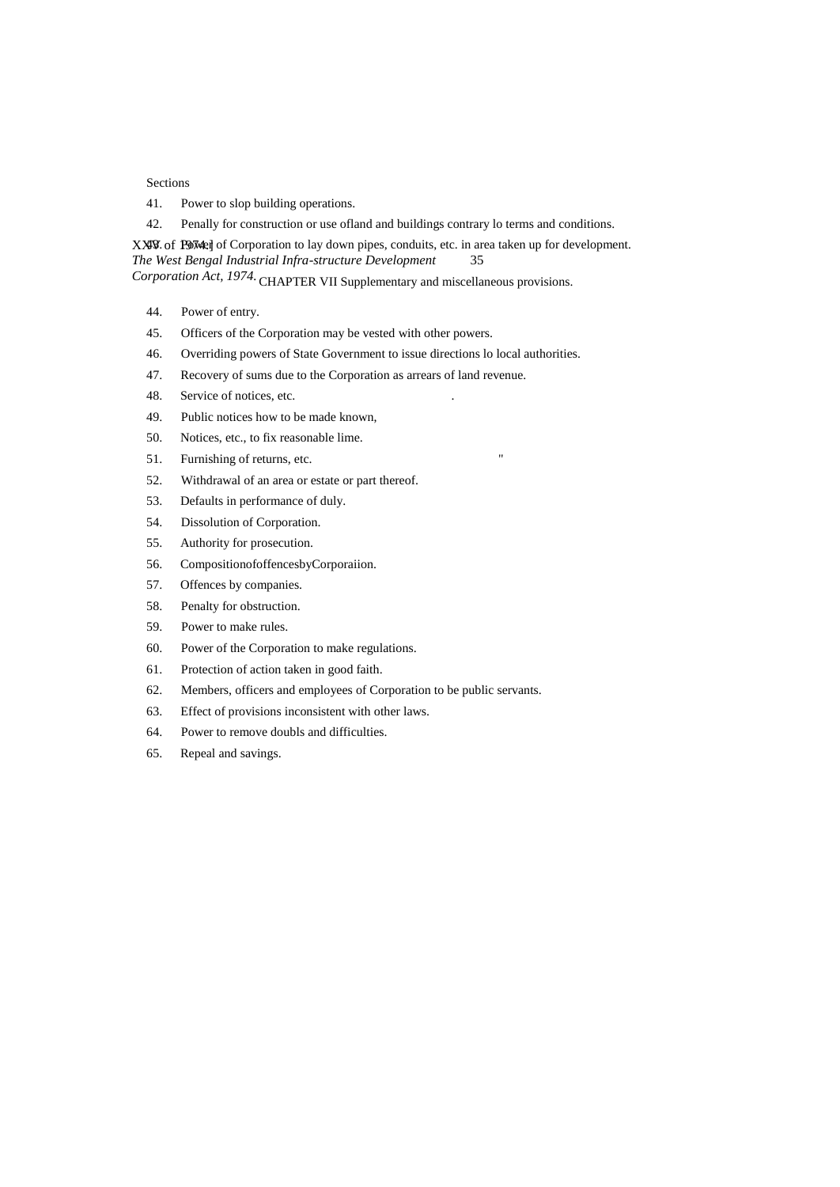Sections

41. Power to slop building operations.
42. Penally for construction or use ofland and buildings contrary lo terms and conditions.
43. Power of Corporation to lay down pipes, conduits, etc. in area taken up for development.

CHAPTER VII Supplementary and miscellaneous provisions.

44. Power of entry.
45. Officers of the Corporation may be vested with other powers.
46. Overriding powers of State Government to issue directions lo local authorities.
47. Recovery of sums due to the Corporation as arrears of land revenue.
48. Service of notices, etc.
49. Public notices how to be made known,
50. Notices, etc., to fix reasonable lime.
51. Furnishing of returns, etc.
52. Withdrawal of an area or estate or part thereof.
53. Defaults in performance of duly.
54. Dissolution of Corporation.
55. Authority for prosecution.
56. CompositionofoffencesbyCorporaiion.
57. Offences by companies.
58. Penalty for obstruction.
59. Power to make rules.
60. Power of the Corporation to make regulations.
61. Protection of action taken in good faith.
62. Members, officers and employees of Corporation to be public servants.
63. Effect of provisions inconsistent with other laws.
64. Power to remove doubls and difficulties.
65. Repeal and savings.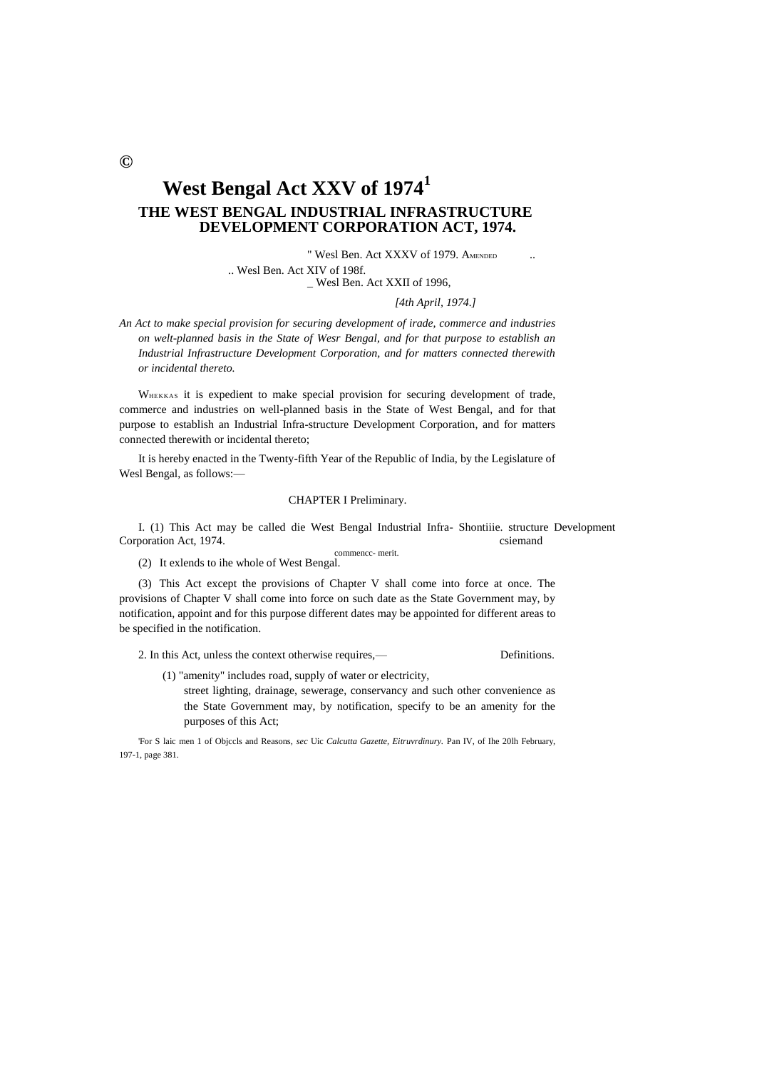©

# West Bengal Act XXV of 1974[1]

## THE WEST BENGAL INDUSTRIAL INFRASTRUCTURE DEVELOPMENT CORPORATION ACT, 1974.

" Wesl Ben. Act XXXV of 1979. AMENDED ..
.. Wesl Ben. Act XIV of 198f.
_ Wesl Ben. Act XXII of 1996,

*[4th April, 1974.]*

*An Act to make special provision for securing development of irade, commerce and industries on welt-planned basis in the State of Wesr Bengal, and for that purpose to establish an Industrial Infrastructure Development Corporation, and for matters connected therewith or incidental thereto.*

WHEKKAS it is expedient to make special provision for securing development of trade, commerce and industries on well-planned basis in the State of West Bengal, and for that purpose to establish an Industrial Infra-structure Development Corporation, and for matters connected therewith or incidental thereto;

It is hereby enacted in the Twenty-fifth Year of the Republic of India, by the Legislature of Wesl Bengal, as follows:—

CHAPTER I Preliminary.

Shontiiie. csiemand commencc- merit.

I. (1) This Act may be called die West Bengal Industrial Infra- structure Development Corporation Act, 1974.

(2) It exlends to ihe whole of West Bengal.

(3) This Act except the provisions of Chapter V shall come into force at once. The provisions of Chapter V shall come into force on such date as the State Government may, by notification, appoint and for this purpose different dates may be appointed for different areas to be specified in the notification.

Definitions.

2. In this Act, unless the context otherwise requires,—

(1) "amenity" includes road, supply of water or electricity, street lighting, drainage, sewerage, conservancy and such other convenience as the State Government may, by notification, specify to be an amenity for the purposes of this Act;

'For S laic men 1 of Objccls and Reasons, *sec* Uic *Calcutta Gazette, Eitruvrdinury.* Pan IV, of Ihe 20lh February, 197-1, page 381.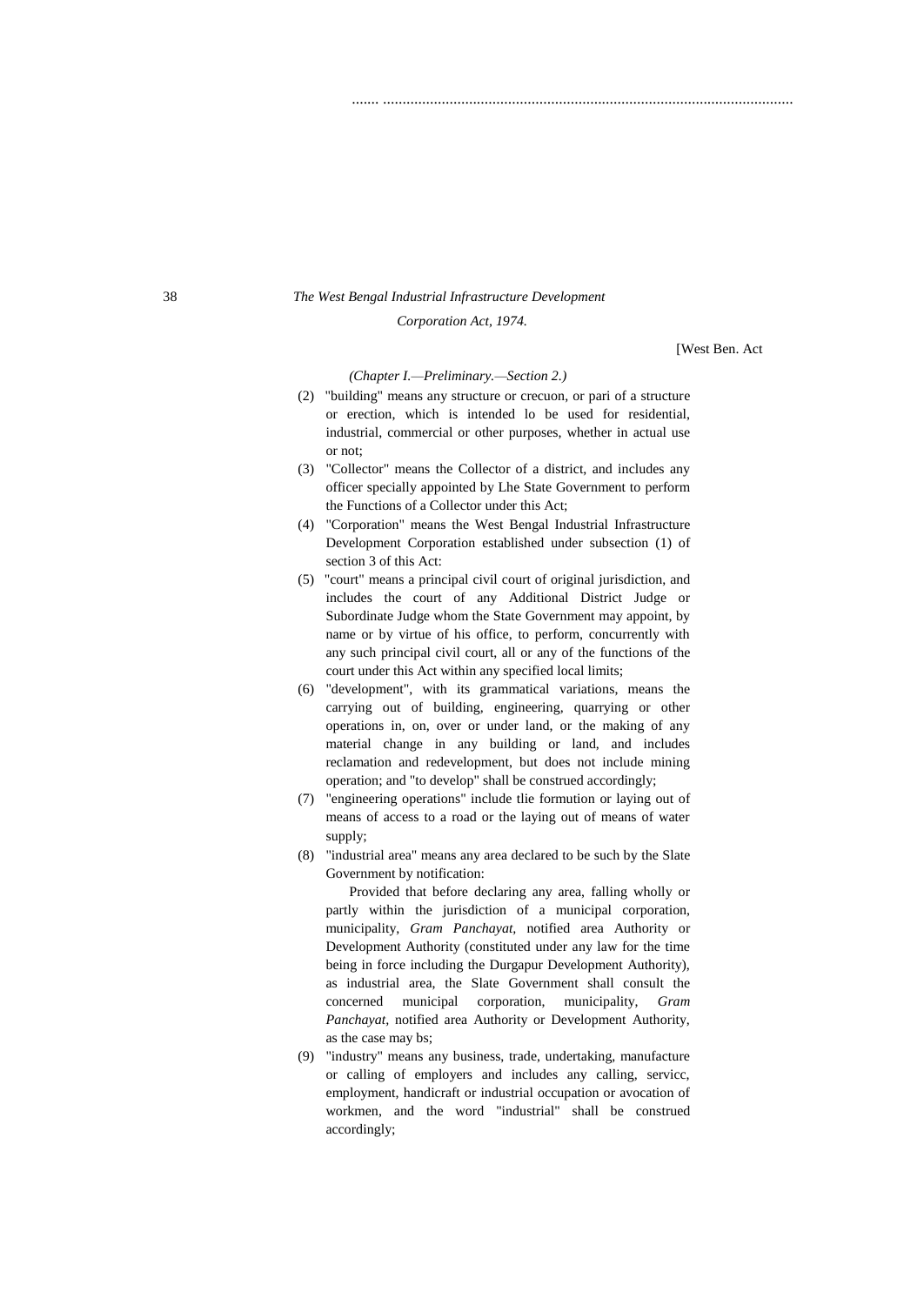*(Chapter I.—Preliminary.—Section 2.)*

(2) "building" means any structure or crecuon, or pari of a structure or erection, which is intended lo be used for residential, industrial, commercial or other purposes, whether in actual use or not;

(3) "Collector" means the Collector of a district, and includes any officer specially appointed by Lhe State Government to perform the Functions of a Collector under this Act;

(4) "Corporation" means the West Bengal Industrial Infrastructure Development Corporation established under subsection (1) of section 3 of this Act:

(5) "court" means a principal civil court of original jurisdiction, and includes the court of any Additional District Judge or Subordinate Judge whom the State Government may appoint, by name or by virtue of his office, to perform, concurrently with any such principal civil court, all or any of the functions of the court under this Act within any specified local limits;

(6) "development", with its grammatical variations, means the carrying out of building, engineering, quarrying or other operations in, on, over or under land, or the making of any material change in any building or land, and includes reclamation and redevelopment, but does not include mining operation; and "to develop" shall be construed accordingly;

(7) "engineering operations" include tlie formution or laying out of means of access to a road or the laying out of means of water supply;

(8) "industrial area" means any area declared to be such by the Slate Government by notification:

Provided that before declaring any area, falling wholly or partly within the jurisdiction of a municipal corporation, municipality, *Gram Panchayat*, notified area Authority or Development Authority (constituted under any law for the time being in force including the Durgapur Development Authority), as industrial area, the Slate Government shall consult the concerned municipal corporation, municipality, *Gram Panchayat*, notified area Authority or Development Authority, as the case may bs;

(9) "industry" means any business, trade, undertaking, manufacture or calling of employers and includes any calling, servicc, employment, handicraft or industrial occupation or avocation of workmen, and the word "industrial" shall be construed accordingly;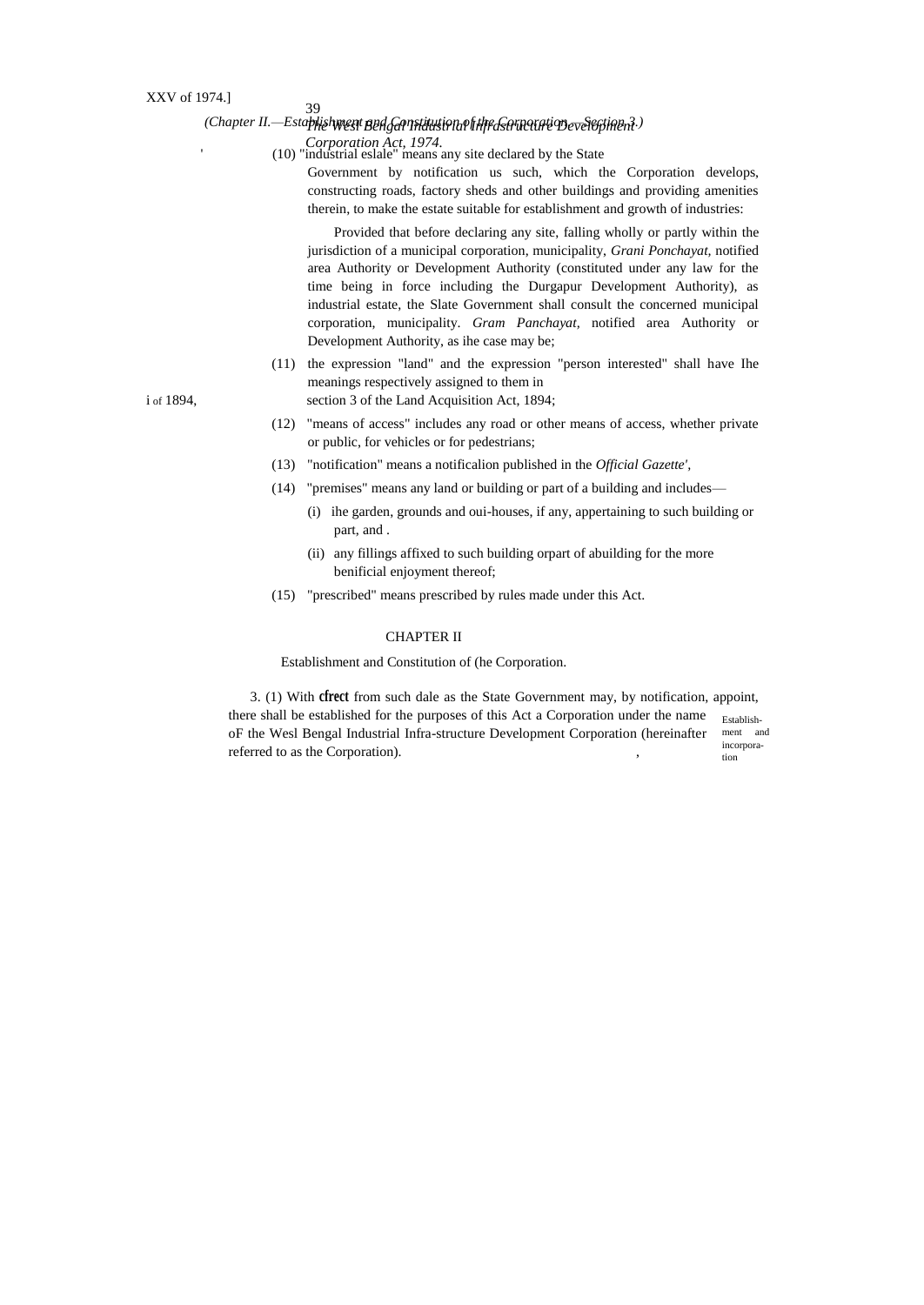(10) "industrial eslale" means any site declared by the State Government by notification us such, which the Corporation develops, constructing roads, factory sheds and other buildings and providing amenities therein, to make the estate suitable for establishment and growth of industries:

Provided that before declaring any site, falling wholly or partly within the jurisdiction of a municipal corporation, municipality, *Grani Ponchayat,* notified area Authority or Development Authority (constituted under any law for the time being in force including the Durgapur Development Authority), as industrial estate, the Slate Government shall consult the concerned municipal corporation, municipality. *Gram Panchayat,* notified area Authority or Development Authority, as ihe case may be;

(11) the expression "land" and the expression "person interested" shall have Ihe meanings respectively assigned to them in section 3 of the Land Acquisition Act, 1894;

i of 1894,

(12) "means of access" includes any road or other means of access, whether private or public, for vehicles or for pedestrians;

(13) "notification" means a notificalion published in the *Official Gazette',*

(14) "premises" means any land or building or part of a building and includes—

(i) ihe garden, grounds and oui-houses, if any, appertaining to such building or part, and .

(ii) any fillings affixed to such building orpart of abuilding for the more benificial enjoyment thereof;

(15) "prescribed" means prescribed by rules made under this Act.

## CHAPTER II

Establishment and Constitution of (he Corporation.

Establishment and incorporation

3. (1) With **cfrect** from such dale as the State Government may, by notification, appoint, there shall be established for the purposes of this Act a Corporation under the name oF the Wesl Bengal Industrial Infra-structure Development Corporation (hereinafter referred to as the Corporation).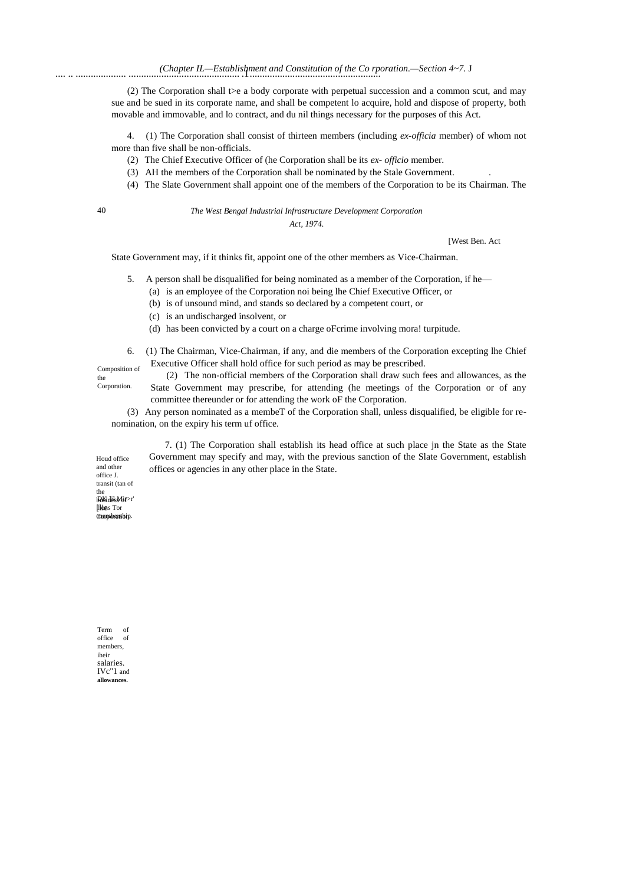(2) The Corporation shall t>e a body corporate with perpetual succession and a common scut, and may sue and be sued in its corporate name, and shall be competent lo acquire, hold and dispose of property, both movable and immovable, and lo contract, and du nil things necessary for the purposes of this Act.

Composition of the Corporation.

4. (1) The Corporation shall consist of thirteen members (including *ex-officia* member) of whom not more than five shall be non-officials.

(2) The Chief Executive Officer of (he Corporation shall be its *ex- officio* member.

(3) AH the members of the Corporation shall be nominated by the Stale Government.

(4) The Slate Government shall appoint one of the members of the Corporation to be its Chairman. The State Government may, if it thinks fit, appoint one of the other members as Vice-Chairman.

Disqualifications for membership.

5. A person shall be disqualified for being nominated as a member of the Corporation, if he—

(a) is an employee of the Corporation noi being lhe Chief Executive Officer, or

(b) is of unsound mind, and stands so declared by a competent court, or

(c) is an undischarged insolvent, or

(d) has been convicted by a court on a charge oFcrime involving mora! turpitude.

Term of office of members, iheir salaries, fees and allowances.

6. (1) The Chairman, Vice-Chairman, if any, and die members of the Corporation excepting lhe Chief Executive Officer shall hold office for such period as may be prescribed.

(2) The non-official members of the Corporation shall draw such fees and allowances, as the State Government may prescribe, for attending (he meetings of the Corporation or of any committee thereunder or for attending the work oF the Corporation.

(3) Any person nominated as a membeT of the Corporation shall, unless disqualified, be eligible for re-nomination, on the expiry his term uf office.

Houd office and other office J. transit (tan of the business of the Corporation.

7. (1) The Corporation shall establish its head office at such place jn the State as the State Government may specify and may, with the previous sanction of the Slate Government, establish offices or agencies in any other place in the State.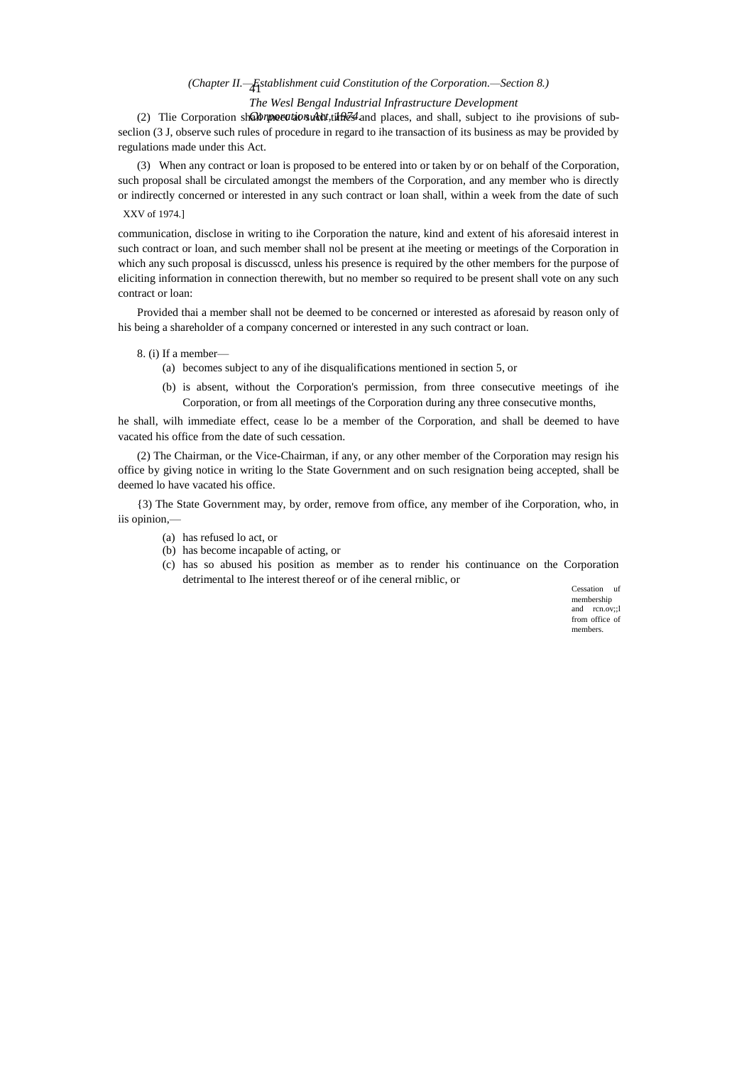(2) Tlie Corporation shall meet at such times and places, and shall, subject to ihe provisions of sub-seclion (3 J, observe such rules of procedure in regard to ihe transaction of its business as may be provided by regulations made under this Act.

(3) When any contract or loan is proposed to be entered into or taken by or on behalf of the Corporation, such proposal shall be circulated amongst the members of the Corporation, and any member who is directly or indirectly concerned or interested in any such contract or loan shall, within a week from the date of such communication, disclose in writing to ihe Corporation the nature, kind and extent of his aforesaid interest in such contract or loan, and such member shall nol be present at ihe meeting or meetings of the Corporation in which any such proposal is discusscd, unless his presence is required by the other members for the purpose of eliciting information in connection therewith, but no member so required to be present shall vote on any such contract or loan:

Provided thai a member shall not be deemed to be concerned or interested as aforesaid by reason only of his being a shareholder of a company concerned or interested in any such contract or loan.

Cessation uf membership and rcn.ov;;l from office of members.

8. (i) If a member—

(a) becomes subject to any of ihe disqualifications mentioned in section 5, or

(b) is absent, without the Corporation's permission, from three consecutive meetings of ihe Corporation, or from all meetings of the Corporation during any three consecutive months,

he shall, wilh immediate effect, cease lo be a member of the Corporation, and shall be deemed to have vacated his office from the date of such cessation.

(2) The Chairman, or the Vice-Chairman, if any, or any other member of the Corporation may resign his office by giving notice in writing lo the State Government and on such resignation being accepted, shall be deemed lo have vacated his office.

{3) The State Government may, by order, remove from office, any member of ihe Corporation, who, in iis opinion,—

(a) has refused lo act, or

(b) has become incapable of acting, or

(c) has so abused his position as member as to render his continuance on the Corporation detrimental to Ihe interest thereof or of ihe ceneral rniblic, or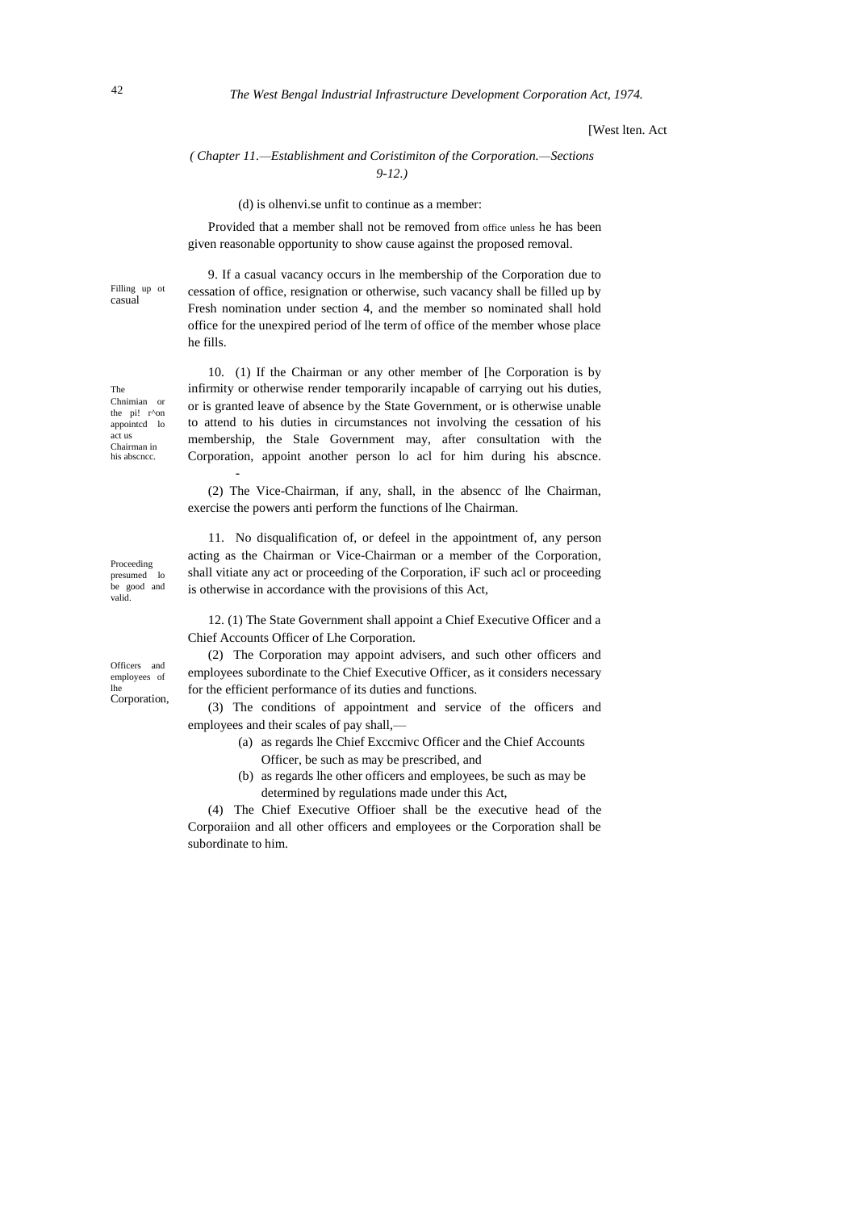*( Chapter 11.—Establishment and Coristimiton of the Corporation.—Sections 9-12.)*

(d) is olhenvi.se unfit to continue as a member:

Provided that a member shall not be removed from office unless he has been given reasonable opportunity to show cause against the proposed removal.

Filling up ot casual

9. If a casual vacancy occurs in lhe membership of the Corporation due to cessation of office, resignation or otherwise, such vacancy shall be filled up by Fresh nomination under section 4, and the member so nominated shall hold office for the unexpired period of lhe term of office of the member whose place he fills.

The Chnimian or the pi! r^on appointcd lo act us Chairman in his abscncc.

10. (1) If the Chairman or any other member of [he Corporation is by infirmity or otherwise render temporarily incapable of carrying out his duties, or is granted leave of absence by the State Government, or is otherwise unable to attend to his duties in circumstances not involving the cessation of his membership, the Stale Government may, after consultation with the Corporation, appoint another person lo acl for him during his abscnce.

(2) The Vice-Chairman, if any, shall, in the absencc of lhe Chairman, exercise the powers anti perform the functions of lhe Chairman.

Proceeding presumed lo be good and valid.

11. No disqualification of, or defeel in the appointment of, any person acting as the Chairman or Vice-Chairman or a member of the Corporation, shall vitiate any act or proceeding of the Corporation, iF such acl or proceeding is otherwise in accordance with the provisions of this Act,

Officers and employees of lhe Corporation,

12. (1) The State Government shall appoint a Chief Executive Officer and a Chief Accounts Officer of Lhe Corporation.

(2) The Corporation may appoint advisers, and such other officers and employees subordinate to the Chief Executive Officer, as it considers necessary for the efficient performance of its duties and functions.

(3) The conditions of appointment and service of the officers and employees and their scales of pay shall,—

(a) as regards lhe Chief Exccmivc Officer and the Chief Accounts Officer, be such as may be prescribed, and

(b) as regards lhe other officers and employees, be such as may be determined by regulations made under this Act,

(4) The Chief Executive Offioer shall be the executive head of the Corporaiion and all other officers and employees or the Corporation shall be subordinate to him.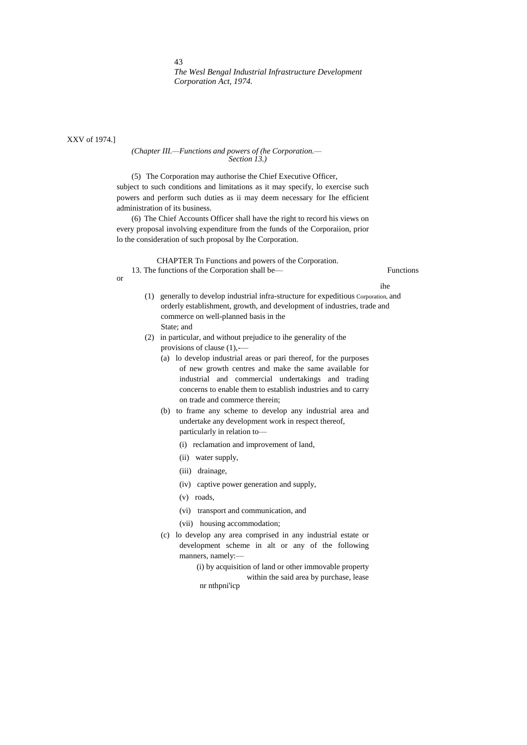(5) The Corporation may authorise the Chief Executive Officer, subject to such conditions and limitations as it may specify, lo exercise such powers and perform such duties as ii may deem necessary for Ihe efficient administration of its business.

(6) The Chief Accounts Officer shall have the right to record his views on every proposal involving expenditure from the funds of the Corporaiion, prior lo the consideration of such proposal by Ihe Corporation.

## CHAPTER Tn Functions and powers of the Corporation.

Functions or ihe Corporation.

13. The functions of the Corporation shall be—

(1) generally to develop industrial infra-structure for expeditious and orderly establishment, growth, and development of industries, trade and commerce on well-planned basis in the State; and

(2) in particular, and without prejudice to ihe generality of the provisions of clause (1),-—

(a) lo develop industrial areas or pari thereof, for the purposes of new growth centres and make the same available for industrial and commercial undertakings and trading concerns to enable them to establish industries and to carry on trade and commerce therein;

(b) to frame any scheme to develop any industrial area and undertake any development work in respect thereof, particularly in relation to—

(i) reclamation and improvement of land,

(ii) water supply,

(iii) drainage,

(iv) captive power generation and supply,

(v) roads,

(vi) transport and communication, and

(vii) housing accommodation;

(c) lo develop any area comprised in any industrial estate or development scheme in alt or any of the following manners, namely:—

(i) by acquisition of land or other immovable property within the said area by purchase, lease nr nthpni'icp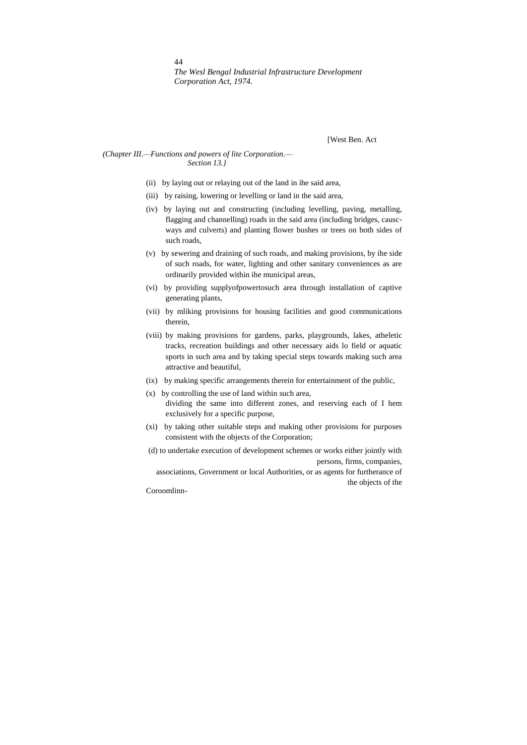*(Chapter III.—Functions and powers of lite Corporation.— Section 13.}*

(ii) by laying out or relaying out of the land in ihe said area,

(iii) by raising, lowering or levelling or land in the said area,

(iv) by laying out and constructing (including levelling, paving, metalling, flagging and channelling) roads in the said area (including bridges, causc-ways and culverts) and planting flower bushes or trees on both sides of such roads,

(v) by sewering and draining of such roads, and making provisions, by ihe side of such roads, for water, lighting and other sanitary conveniences as are ordinarily provided within ihe municipal areas,

(vi) by providing supplyofpowertosuch area through installation of captive generating plants,

(vii) by mliking provisions for housing facilities and good communications therein,

(viii) by making provisions for gardens, parks, playgrounds, lakes, atheletic tracks, recreation buildings and other necessary aids lo field or aquatic sports in such area and by taking special steps towards making such area attractive and beautiful,

(ix) by making specific arrangements therein for entertainment of the public,

(x) by controlling the use of land within such area, dividing the same into different zones, and reserving each of I hem exclusively for a specific purpose,

(xi) by taking other suitable steps and making other provisions for purposes consistent with the objects of the Corporation;

(d) to undertake execution of development schemes or works either jointly with persons, firms, companies, associations, Government or local Authorities, or as agents for furtherance of the objects of the Coroomlinn-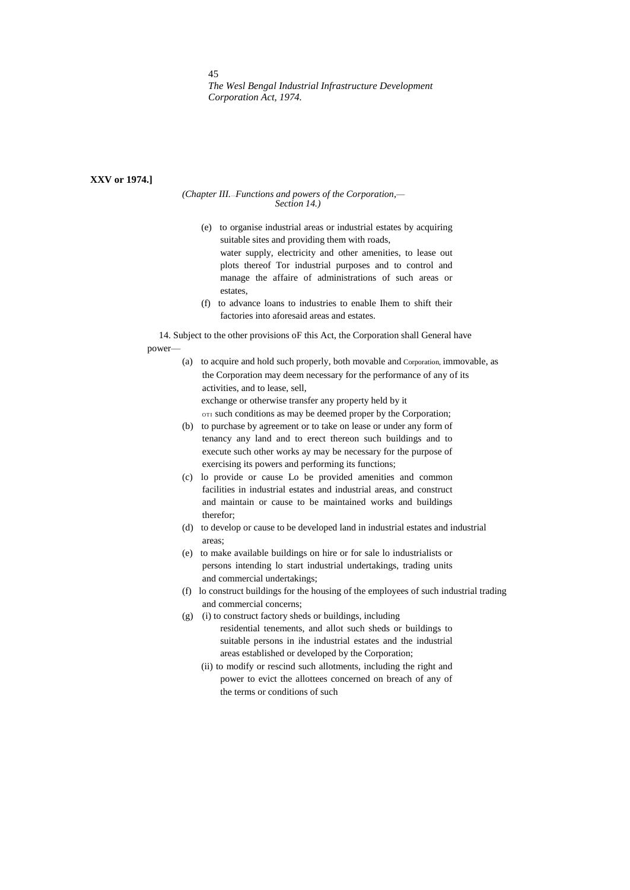*(Chapter III.—Functions and powers of the Corporation,— Section 14.)*

(e) to organise industrial areas or industrial estates by acquiring suitable sites and providing them with roads, water supply, electricity and other amenities, to lease out plots thereof Tor industrial purposes and to control and manage the affaire of administrations of such areas or estates,

(f) to advance loans to industries to enable Ihem to shift their factories into aforesaid areas and estates.

14. Subject to the other provisions oF this Act, the Corporation shall General have power—

(a) to acquire and hold such properly, both movable and Corporation, immovable, as the Corporation may deem necessary for the performance of any of its activities, and to lease, sell, exchange or otherwise transfer any property held by it OTI such conditions as may be deemed proper by the Corporation;

(b) to purchase by agreement or to take on lease or under any form of tenancy any land and to erect thereon such buildings and to execute such other works ay may be necessary for the purpose of exercising its powers and performing its functions;

(c) lo provide or cause Lo be provided amenities and common facilities in industrial estates and industrial areas, and construct and maintain or cause to be maintained works and buildings therefor;

(d) to develop or cause to be developed land in industrial estates and industrial areas;

(e) to make available buildings on hire or for sale lo industrialists or persons intending lo start industrial undertakings, trading units and commercial undertakings;

(f) lo construct buildings for the housing of the employees of such industrial trading and commercial concerns;

(g) (i) to construct factory sheds or buildings, including residential tenements, and allot such sheds or buildings to suitable persons in ihe industrial estates and the industrial areas established or developed by the Corporation;

(ii) to modify or rescind such allotments, including the right and power to evict the allottees concerned on breach of any of the terms or conditions of such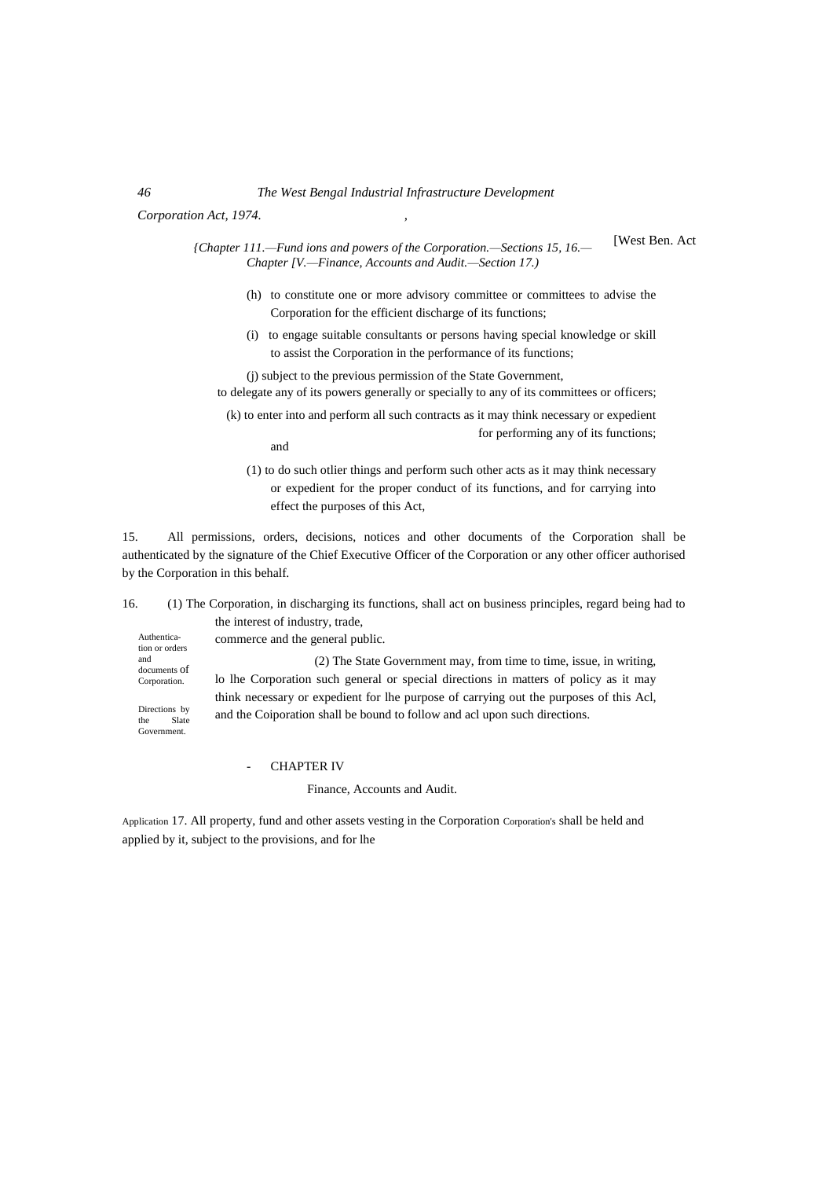{Chapter 111.—Fund ions and powers of the Corporation.—Sections 15, 16.—Chapter [V.—Finance, Accounts and Audit.—Section 17.)

(h) to constitute one or more advisory committee or committees to advise the Corporation for the efficient discharge of its functions;

(i) to engage suitable consultants or persons having special knowledge or skill to assist the Corporation in the performance of its functions;

(j) subject to the previous permission of the State Government, to delegate any of its powers generally or specially to any of its committees or officers;

(k) to enter into and perform all such contracts as it may think necessary or expedient for performing any of its functions; and

(1) to do such otlier things and perform such other acts as it may think necessary or expedient for the proper conduct of its functions, and for carrying into effect the purposes of this Act,

Authentication or orders and documents of Corporation.

15. All permissions, orders, decisions, notices and other documents of the Corporation shall be authenticated by the signature of the Chief Executive Officer of the Corporation or any other officer authorised by the Corporation in this behalf.

Directions by the Slate Government.

16. (1) The Corporation, in discharging its functions, shall act on business principles, regard being had to the interest of industry, trade, commerce and the general public.

(2) The State Government may, from time to time, issue, in writing, lo lhe Corporation such general or special directions in matters of policy as it may think necessary or expedient for lhe purpose of carrying out the purposes of this Acl, and the Coiporation shall be bound to follow and acl upon such directions.

## CHAPTER IV

### Finance, Accounts and Audit.

Application Corporation's

17. All property, fund and other assets vesting in the Corporation shall be held and applied by it, subject to the provisions, and for lhe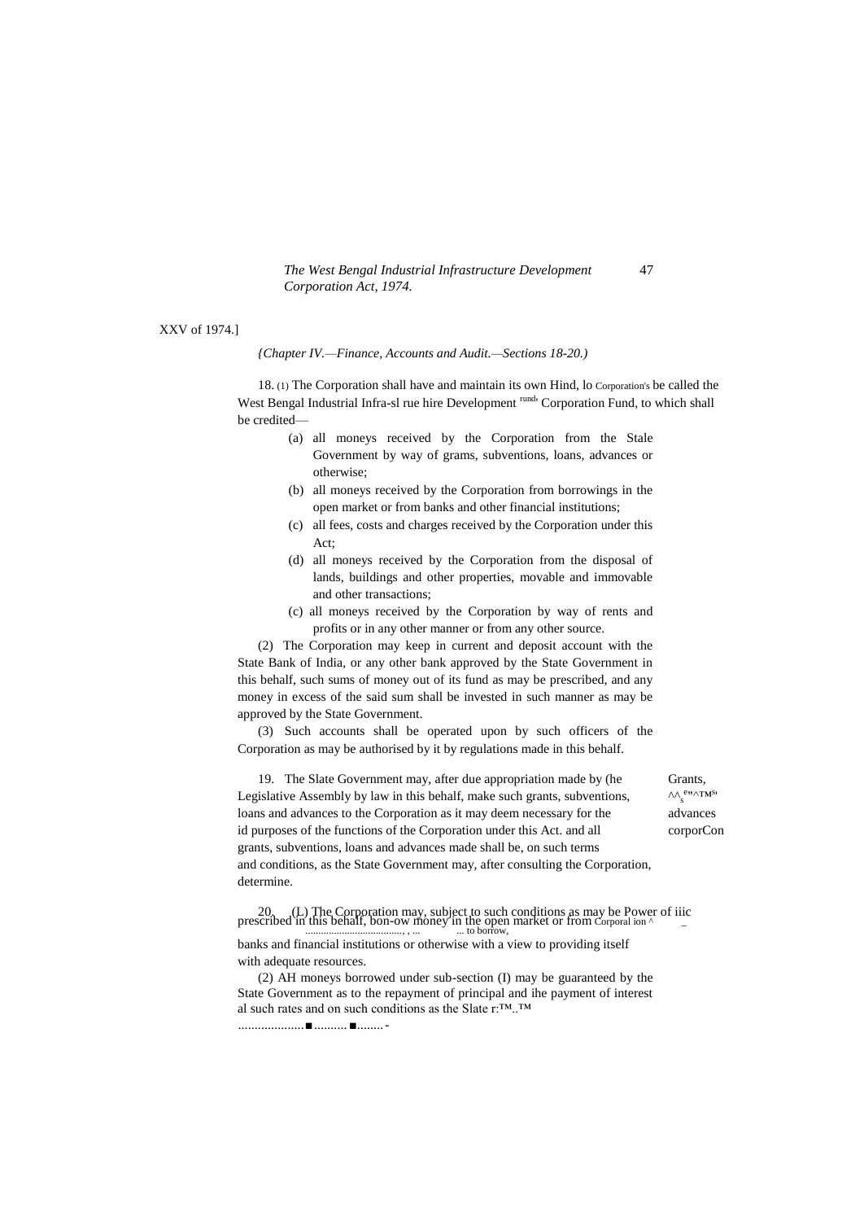XXV of 1974.]

*(Chapter IV.—Finance, Accounts and Audit.—Sections 18-20.)*

18. (1) The Corporation shall have and maintain its own Hind, lo Corporation's be called the West Bengal Industrial Infra-sl rue hire Development rund› Corporation Fund, to which shall be credited—

(a) all moneys received by the Corporation from the Stale Government by way of grams, subventions, loans, advances or otherwise;

(b) all moneys received by the Corporation from borrowings in the open market or from banks and other financial institutions;

(c) all fees, costs and charges received by the Corporation under this Act;

(d) all moneys received by the Corporation from the disposal of lands, buildings and other properties, movable and immovable and other transactions;

(c) all moneys received by the Corporation by way of rents and profits or in any other manner or from any other source.

(2) The Corporation may keep in current and deposit account with the State Bank of India, or any other bank approved by the State Government in this behalf, such sums of money out of its fund as may be prescribed, and any money in excess of the said sum shall be invested in such manner as may be approved by the State Government.

(3) Such accounts shall be operated upon by such officers of the Corporation as may be authorised by it by regulations made in this behalf.

Grants, ^^s e"^TMS' advances corporCon

19. The Slate Government may, after due appropriation made by (he Legislative Assembly by law in this behalf, make such grants, subventions, loans and advances to the Corporation as it may deem necessary for the id purposes of the functions of the Corporation under this Act. and all grants, subventions, loans and advances made shall be, on such terms and conditions, as the State Government may, after consulting the Corporation, determine.

Power of iiic Corporal ion ^ to borrow,

20. (L) The Corporation may, subject to such conditions as may be prescribed in this behalf, bon-ow money in the open market or from banks and financial institutions or otherwise with a view to providing itself with adequate resources.

(2) AH moneys borrowed under sub-section (I) may be guaranteed by the State Government as to the repayment of principal and ihe payment of interest al such rates and on such conditions as the Slate r:™..™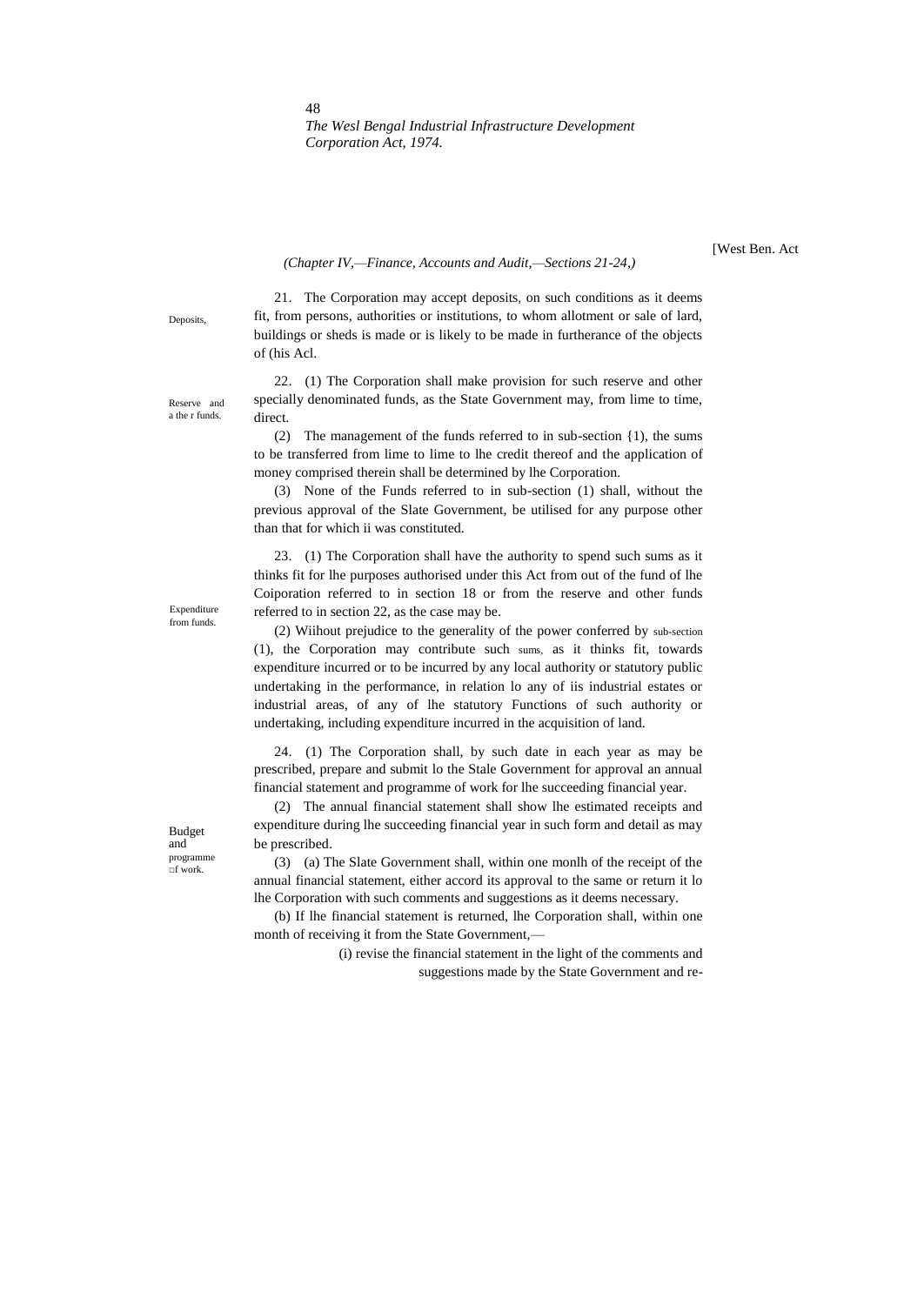*(Chapter IV,—Finance, Accounts and Audit,—Sections 21-24,)*

Deposits,

21. The Corporation may accept deposits, on such conditions as it deems fit, from persons, authorities or institutions, to whom allotment or sale of lard, buildings or sheds is made or is likely to be made in furtherance of the objects of (his Acl.

Reserve and a the r funds.

22. (1) The Corporation shall make provision for such reserve and other specially denominated funds, as the State Government may, from lime to time, direct.

(2) The management of the funds referred to in sub-section {1), the sums to be transferred from lime to lime to lhe credit thereof and the application of money comprised therein shall be determined by lhe Corporation.

(3) None of the Funds referred to in sub-section (1) shall, without the previous approval of the Slate Government, be utilised for any purpose other than that for which ii was constituted.

Expenditure from funds.

23. (1) The Corporation shall have the authority to spend such sums as it thinks fit for lhe purposes authorised under this Act from out of the fund of lhe Coiporation referred to in section 18 or from the reserve and other funds referred to in section 22, as the case may be.

(2) Wiihout prejudice to the generality of the power conferred by sub-section (1), the Corporation may contribute such sums, as it thinks fit, towards expenditure incurred or to be incurred by any local authority or statutory public undertaking in the performance, in relation lo any of iis industrial estates or industrial areas, of any of lhe statutory Functions of such authority or undertaking, including expenditure incurred in the acquisition of land.

Budget and programme □f work.

24. (1) The Corporation shall, by such date in each year as may be prescribed, prepare and submit lo the Stale Government for approval an annual financial statement and programme of work for lhe succeeding financial year.

(2) The annual financial statement shall show lhe estimated receipts and expenditure during lhe succeeding financial year in such form and detail as may be prescribed.

(3) (a) The Slate Government shall, within one monlh of the receipt of the annual financial statement, either accord its approval to the same or return it lo lhe Corporation with such comments and suggestions as it deems necessary.

(b) If lhe financial statement is returned, lhe Corporation shall, within one month of receiving it from the State Government,—

(i) revise the financial statement in the light of the comments and suggestions made by the State Government and re-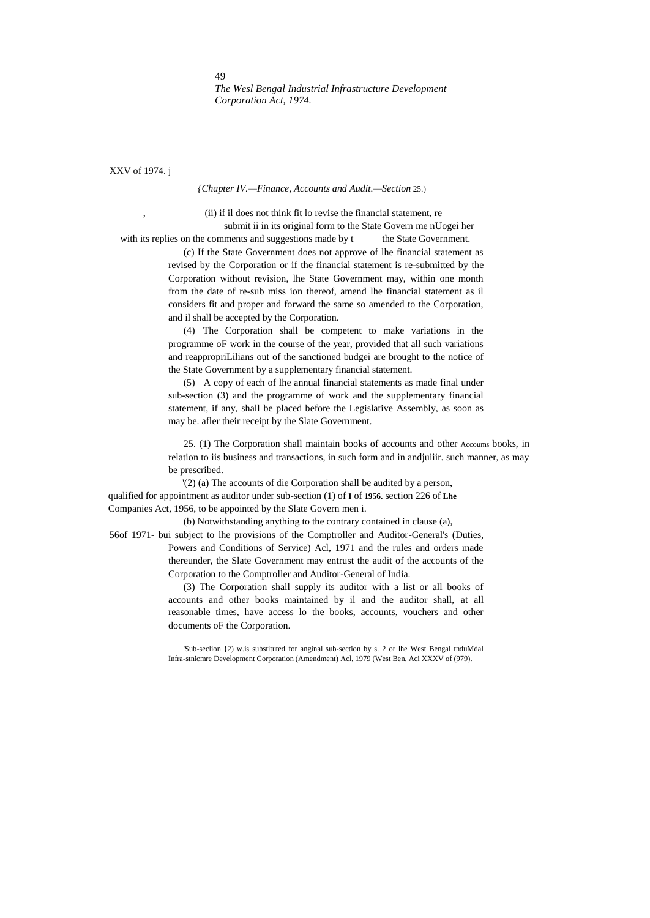XXV of 1974.

*(Chapter IV.—Finance, Accounts and Audit.—Section 25.)*

(ii) if il does not think fit lo revise the financial statement, re submit ii in its original form to the State Govern me nUogei her with its replies on the comments and suggestions made by t the State Government.

(c) If the State Government does not approve of lhe financial statement as revised by the Corporation or if the financial statement is re-submitted by the Corporation without revision, lhe State Government may, within one month from the date of re-sub miss ion thereof, amend lhe financial statement as il considers fit and proper and forward the same so amended to the Corporation, and il shall be accepted by the Corporation.

(4) The Corporation shall be competent to make variations in the programme oF work in the course of the year, provided that all such variations and reappropriLilians out of the sanctioned budgei are brought to the notice of the State Government by a supplementary financial statement.

(5) A copy of each of lhe annual financial statements as made final under sub-section (3) and the programme of work and the supplementary financial statement, if any, shall be placed before the Legislative Assembly, as soon as may be. afler their receipt by the Slate Government.

Accoums books, andjuiiir.

25. (1) The Corporation shall maintain books of accounts and other books, in relation to iis business and transactions, in such form and in such manner, as may be prescribed.

[1](2) (a) The accounts of die Corporation shall be audited by a person, qualified for appointment as auditor under sub-section (1) of section 226 of Lhe Companies Act, 1956, to be appointed by the Slate Govern men i.

I of 1956.

(b) Notwithstanding anything to the contrary contained in clause (a), bui subject to lhe provisions of the Comptroller and Auditor-General's (Duties, Powers and Conditions of Service) Acl, 1971 and the rules and orders made thereunder, the Slate Government may entrust the audit of the accounts of the Corporation to the Comptroller and Auditor-General of India.

56of 1971.

(3) The Corporation shall supply its auditor with a list or all books of accounts and other books maintained by il and the auditor shall, at all reasonable times, have access lo the books, accounts, vouchers and other documents oF the Corporation.

[1]Sub-seclion (2) w.is substituted for anginal sub-section by s. 2 or lhe West Bengal tnduMdal Infra-stnicmre Development Corporation (Amendment) Acl, 1979 (West Ben, Aci XXXV of (979).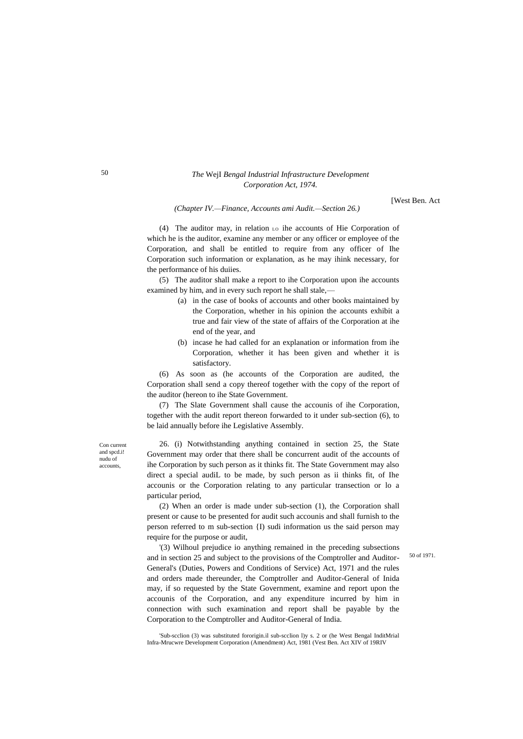*(Chapter IV.—Finance, Accounts ami Audit.—Section 26.)*

(4) The auditor may, in relation LO ihe accounts of Hie Corporation of which he is the auditor, examine any member or any officer or employee of the Corporation, and shall be entitled to require from any officer of Ihe Corporation such information or explanation, as he may ihink necessary, for the performance of his duiies.

(5) The auditor shall make a report to ihe Corporation upon ihe accounts examined by him, and in every such report he shall stale,—

- (a) in the case of books of accounts and other books maintained by the Corporation, whether in his opinion the accounts exhibit a true and fair view of the state of affairs of the Corporation at ihe end of the year, and
- (b) incase he had called for an explanation or information from ihe Corporation, whether it has been given and whether it is satisfactory.

(6) As soon as (he accounts of the Corporation are audited, the Corporation shall send a copy thereof together with the copy of the report of the auditor (hereon to ihe State Government.

(7) The Slate Government shall cause the accounis of ihe Corporation, together with the audit report thereon forwarded to it under sub-section (6), to be laid annually before ihe Legislative Assembly.

Con current and spcd.i! nudu of accounts,

26. (i) Notwithstanding anything contained in section 25, the State Government may order that there shall be concurrent audit of the accounts of ihe Corporation by such person as it thinks fit. The State Government may also direct a special audiL to be made, by such person as ii thinks fit, of Ihe accounis or the Corporation relating to any particular transection or lo a particular period,

(2) When an order is made under sub-section (1), the Corporation shall present or cause to be presented for audit such accounis and shall furnish to the person referred to m sub-section {I) sudi information us the said person may require for the purpose or audit,

'(3) Wilhoul prejudice io anything remained in the preceding subsections and in section 25 and subject to the provisions of the Comptroller and Auditor-General's (Duties, Powers and Conditions of Service) Act, 1971 and the rules and orders made thereunder, the Comptroller and Auditor-General of Inida may, if so requested by the State Government, examine and report upon the accounis of the Corporation, and any expenditure incurred by him in connection with such examination and report shall be payable by the Corporation to the Comptroller and Auditor-General of India.

50 of 1971.

'Sub-scclion (3) was substituted fororigin.il sub-scclion l)y s. 2 or (he West Bengal InditMrial Infra-Mrucwre Development Corporation (Amendment) Act, 1981 (Vest Ben. Act XIV of 19RIV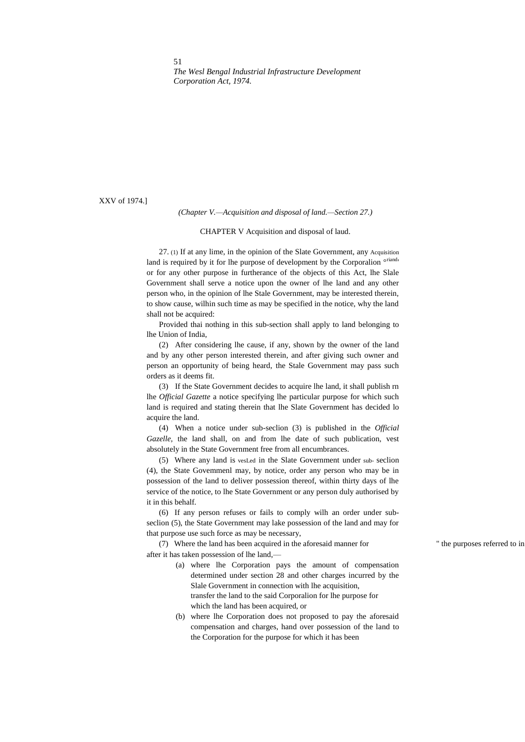XXV of 1974.]

*(Chapter V.—Acquisition and disposal of land.—Section 27.)*

## CHAPTER V Acquisition and disposal of laud.

27. (1) If at any lime, in the opinion of the Slate Government, any land is required by it for lhe purpose of development by the Corporalion or for any other purpose in furtherance of the objects of this Act, lhe Slale Government shall serve a notice upon the owner of lhe land and any other person who, in the opinion of lhe Stale Government, may be interested therein, to show cause, wilhin such time as may be specified in the notice, why the land shall not be acquired:

Acquisition ofriand,

Provided thai nothing in this sub-section shall apply to land belonging to lhe Union of India,

(2) After considering lhe cause, if any, shown by the owner of the land and by any other person interested therein, and after giving such owner and person an opportunity of being heard, the Stale Government may pass such orders as it deems fit.

(3) If the State Government decides to acquire lhe land, it shall publish rn lhe *Official Gazette* a notice specifying lhe particular purpose for which such land is required and stating therein that lhe Slate Government has decided lo acquire the land.

(4) When a notice under sub-seclion (3) is published in the *Official Gazelle,* the land shall, on and from lhe date of such publication, vest absolutely in the State Government free from all encumbrances.

(5) Where any land is vesLed in the Slate Government under sub- seclion (4), the State Govemmenl may, by notice, order any person who may be in possession of the land to deliver possession thereof, within thirty days of lhe service of the notice, to lhe State Government or any person duly authorised by it in this behalf.

(6) If any person refuses or fails to comply wilh an order under sub-seclion (5), the State Government may lake possession of the land and may for that purpose use such force as may be necessary,

(7) Where the land has been acquired in the aforesaid manner for " the purposes referred to in after it has taken possession of lhe land,—

(a) where lhe Corporation pays the amount of compensation determined under section 28 and other charges incurred by the Slale Government in connection with lhe acquisition, transfer the land to the said Corporalion for lhe purpose for which the land has been acquired, or

(b) where lhe Corporation does not proposed to pay the aforesaid compensation and charges, hand over possession of the land to the Corporation for the purpose for which it has been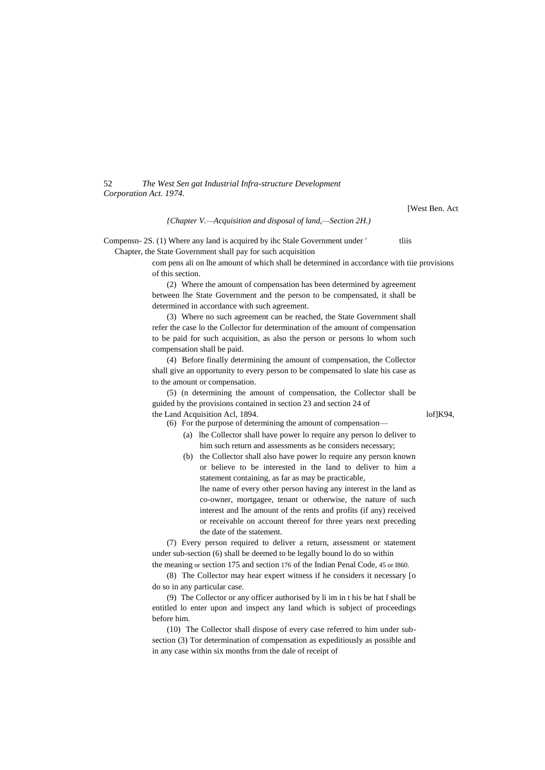[West Ben. Act

*{Chapter V.—Acquisition and disposal of land,—Section 2H.)*

Compensn- 2S. (1) Where any land is acquired by ihc Stale Government under ' tliis Chapter, the State Government shall pay for such acquisition com pens ali on lhe amount of which shall be determined in accordance with tiie provisions of this section.

(2) Where the amount of compensation has been determined by agreement between lhe State Government and the person to be compensated, it shall be determined in accordance with such agreement.

(3) Where no such agreement can be reached, the State Government shall refer the case lo the Collector for determination of the amount of compensation to be paid for such acquisition, as also the person or persons lo whom such compensation shall be paid.

(4) Before finally determining the amount of compensation, the Collector shall give an opportunity to every person to be compensated lo slate his case as to the amount or compensation.

(5) (n determining the amount of compensation, the Collector shall be guided by the provisions contained in section 23 and section 24 of the Land Acquisition Acl, 1894. lof]K94,

(6) For the purpose of determining the amount of compensation—

(a) lhe Collector shall have power lo require any person lo deliver to him such return and assessments as he considers necessary;

(b) the Collector shall also have power lo require any person known or believe to be interested in the land to deliver to him a statement containing, as far as may be practicable, lhe name of every other person having any interest in the land as co-owner, mortgagee, tenant or otherwise, the nature of such interest and lhe amount of the rents and profits (if any) received or receivable on account thereof for three years next preceding the date of the statement.

(7) Every person required to deliver a return, assessment or statement under sub-section (6) shall be deemed to be legally bound lo do so within the meaning or section 175 and section 176 of the Indian Penal Code, 45 or I860.

(8) The Collector may hear expert witness if he considers it necessary [o do so in any particular case.

(9) The Collector or any officer authorised by li im in t his be hat f shall be entitled lo enter upon and inspect any land which is subject of proceedings before him.

(10) The Collector shall dispose of every case referred to him under sub-section (3) Tor determination of compensation as expeditiously as possible and in any case within six months from the dale of receipt of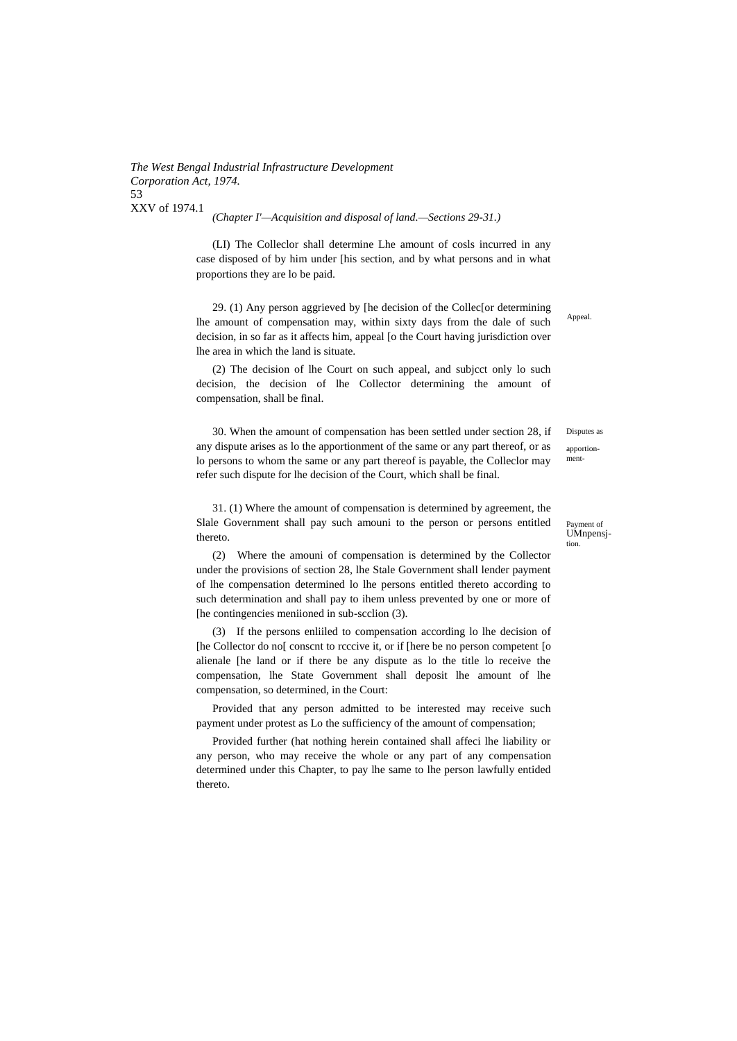(Chapter I'—Acquisition and disposal of land.—Sections 29-31.)

(LI) The Colleclor shall determine Lhe amount of cosls incurred in any case disposed of by him under [his section, and by what persons and in what proportions they are lo be paid.

Appeal.

29. (1) Any person aggrieved by [he decision of the Collec[or determining lhe amount of compensation may, within sixty days from the dale of such decision, in so far as it affects him, appeal [o the Court having jurisdiction over lhe area in which the land is situate.

(2) The decision of lhe Court on such appeal, and subjcct only lo such decision, the decision of lhe Collector determining the amount of compensation, shall be final.

Disputes as apportion-ment-

30. When the amount of compensation has been settled under section 28, if any dispute arises as lo the apportionment of the same or any part thereof, or as lo persons to whom the same or any part thereof is payable, the Colleclor may refer such dispute for lhe decision of the Court, which shall be final.

Payment of UMnpensj-tion.

31. (1) Where the amount of compensation is determined by agreement, the Slale Government shall pay such amouni to the person or persons entitled thereto.

(2) Where the amouni of compensation is determined by the Collector under the provisions of section 28, lhe Stale Government shall lender payment of lhe compensation determined lo lhe persons entitled thereto according to such determination and shall pay to ihem unless prevented by one or more of [he contingencies meniioned in sub-scclion (3).

(3) If the persons enliiled to compensation according lo lhe decision of [he Collector do no[ conscnt to rcccive it, or if [here be no person competent [o alienale [he land or if there be any dispute as lo the title lo receive the compensation, lhe State Government shall deposit lhe amount of lhe compensation, so determined, in the Court:

Provided that any person admitted to be interested may receive such payment under protest as Lo the sufficiency of the amount of compensation;

Provided further (hat nothing herein contained shall affeci lhe liability or any person, who may receive the whole or any part of any compensation determined under this Chapter, to pay lhe same to lhe person lawfully entided thereto.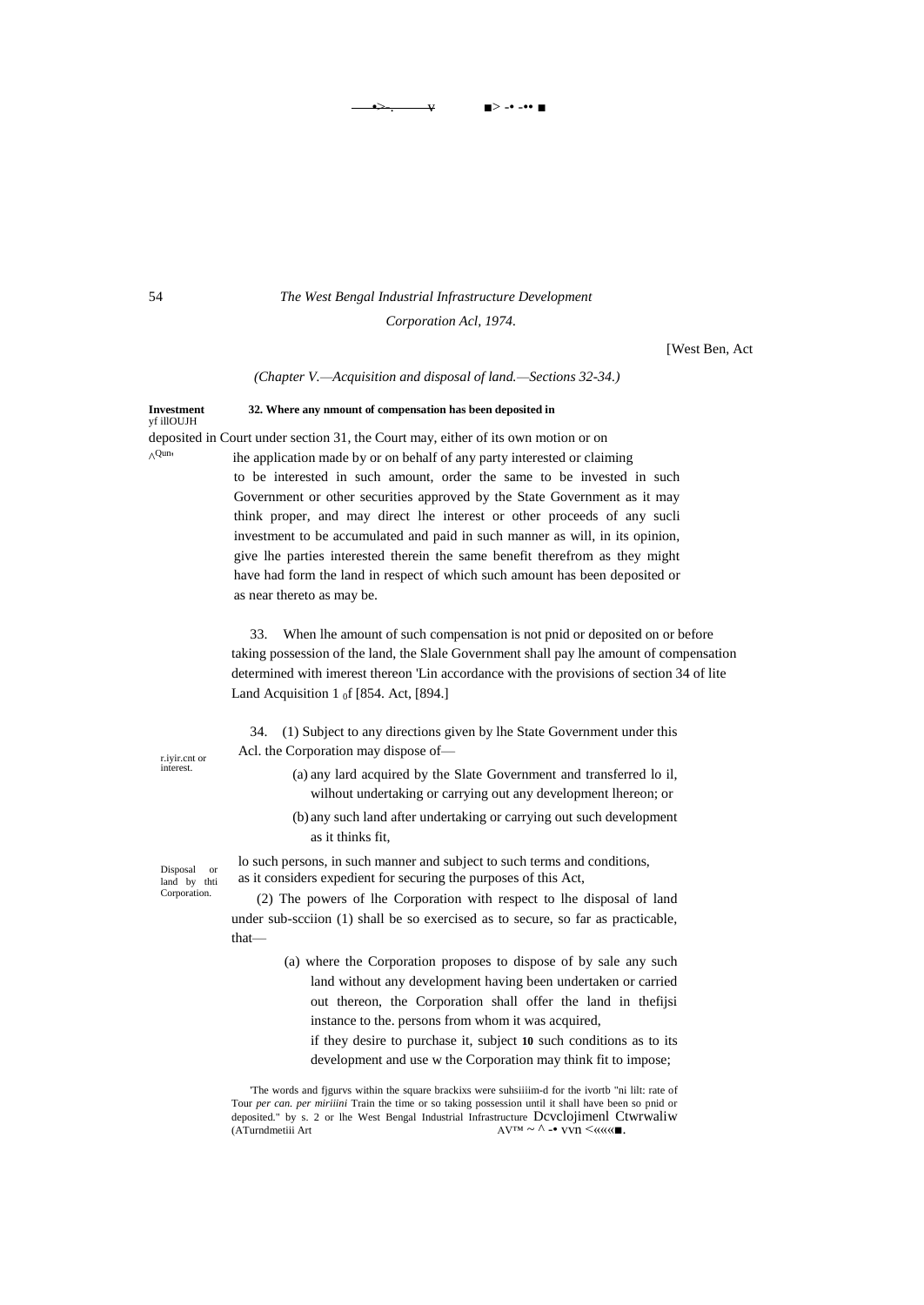[West Ben, Act

*(Chapter V.—Acquisition and disposal of land.—Sections 32-34.)*

**Investment** yf illOUJH ^Qun

**32. Where any nmount of compensation has been deposited in** deposited in Court under section 31, the Court may, either of its own motion or on ihe application made by or on behalf of any party interested or claiming to be interested in such amount, order the same to be invested in such Government or other securities approved by the State Government as it may think proper, and may direct lhe interest or other proceeds of any sucli investment to be accumulated and paid in such manner as will, in its opinion, give lhe parties interested therein the same benefit therefrom as they might have had form the land in respect of which such amount has been deposited or as near thereto as may be.

r.iyir.cnt or interest.

33. When lhe amount of such compensation is not pnid or deposited on or before taking possession of the land, the Slale Government shall pay lhe amount of compensation determined with imerest thereon 'Lin accordance with the provisions of section 34 of lite Land Acquisition 1 $_0$f [854. Act, [894.]

Disposal or land by thti Corporation.

34. (1) Subject to any directions given by lhe State Government under this Acl. the Corporation may dispose of—

(a) any lard acquired by the Slate Government and transferred lo il, wilhout undertaking or carrying out any development lhereon; or

(b) any such land after undertaking or carrying out such development as it thinks fit,

lo such persons, in such manner and subject to such terms and conditions, as it considers expedient for securing the purposes of this Act,

(2) The powers of lhe Corporation with respect to lhe disposal of land under sub-scciion (1) shall be so exercised as to secure, so far as practicable, that—

(a) where the Corporation proposes to dispose of by sale any such land without any development having been undertaken or carried out thereon, the Corporation shall offer the land in thefijsi instance to the. persons from whom it was acquired, if they desire to purchase it, subject **10** such conditions as to its development and use w the Corporation may think fit to impose;

'The words and fjgurvs within the square brackixs were suhsiiiim-d for the ivortb "ni lilt: rate of Tour *per can. per miriiini* Train the time or so taking possession until it shall have been so pnid or deposited." by s. 2 or lhe West Bengal Industrial Infrastructure Dcvclojimenl Ctwrwaliw (ATurndmetiii Art AV™ ~ ^ -• vvn <««■.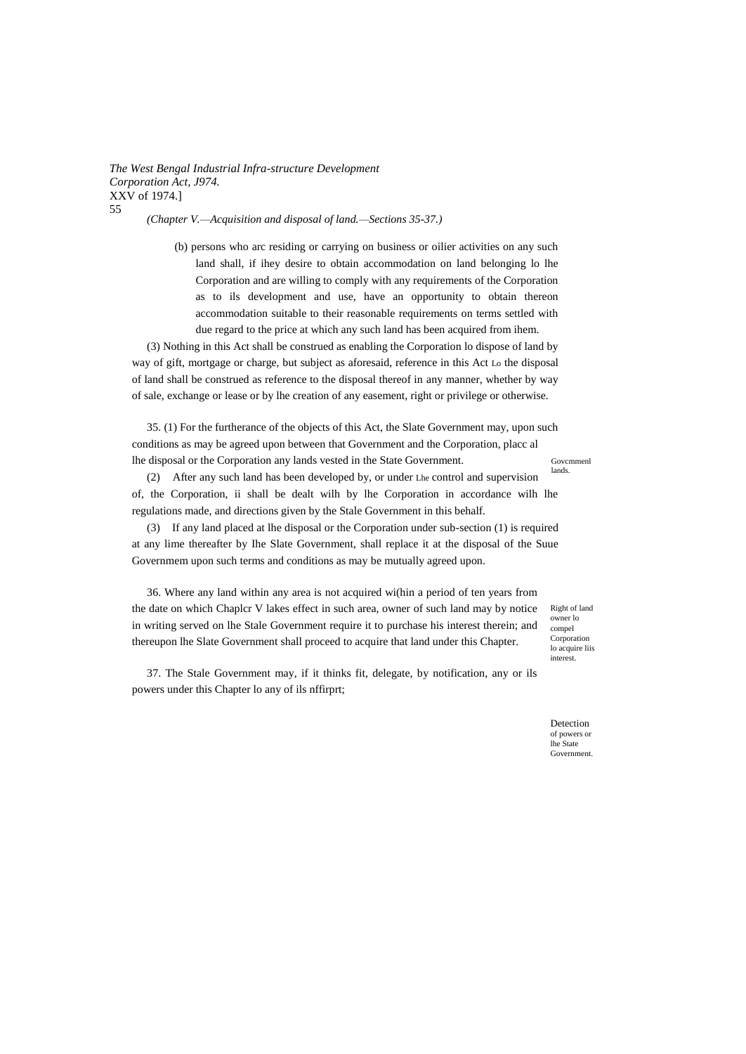(b) persons who arc residing or carrying on business or oilier activities on any such land shall, if ihey desire to obtain accommodation on land belonging lo lhe Corporation and are willing to comply with any requirements of the Corporation as to ils development and use, have an opportunity to obtain thereon accommodation suitable to their reasonable requirements on terms settled with due regard to the price at which any such land has been acquired from ihem.

(3) Nothing in this Act shall be construed as enabling the Corporation lo dispose of land by way of gift, mortgage or charge, but subject as aforesaid, reference in this Act Lo the disposal of land shall be construed as reference to the disposal thereof in any manner, whether by way of sale, exchange or lease or by lhe creation of any easement, right or privilege or otherwise.

Govcmmenl lands.

35. (1) For the furtherance of the objects of this Act, the Slate Government may, upon such conditions as may be agreed upon between that Government and the Corporation, placc al lhe disposal or the Corporation any lands vested in the State Government.

(2) After any such land has been developed by, or under Lhe control and supervision of, the Corporation, ii shall be dealt wilh by lhe Corporation in accordance wilh lhe regulations made, and directions given by the Stale Government in this behalf.

(3) If any land placed at lhe disposal or the Corporation under sub-section (1) is required at any lime thereafter by Ihe Slate Government, shall replace it at the disposal of the Suue Governmem upon such terms and conditions as may be mutually agreed upon.

Right of land owner lo compel Corporation lo acquire liis interest.

36. Where any land within any area is not acquired wi(hin a period of ten years from the date on which Chaplcr V lakes effect in such area, owner of such land may by notice in writing served on lhe Stale Government require it to purchase his interest therein; and thereupon lhe Slate Government shall proceed to acquire that land under this Chapter.

Detection of powers or lhe State Government.

37. The Stale Government may, if it thinks fit, delegate, by notification, any or ils powers under this Chapter lo any of ils nffirprt;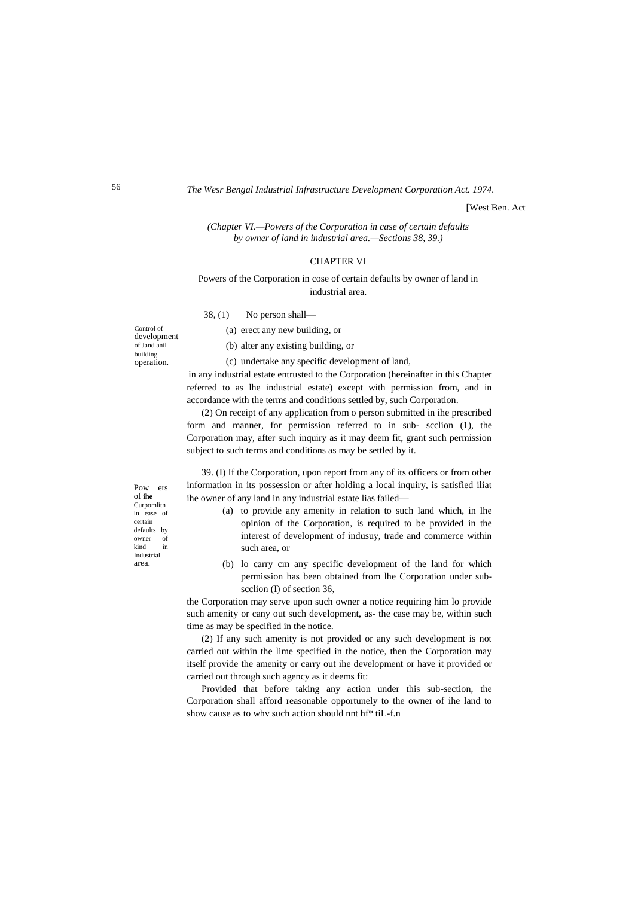(*Chapter VI.—Powers of the Corporation in case of certain defaults by owner of land in industrial area.—Sections 38, 39.*)

## CHAPTER VI

### Powers of the Corporation in cose of certain defaults by owner of land in industrial area.

Control of development of Jand anil building operation.

38, (1) No person shall—

(a) erect any new building, or

(b) alter any existing building, or

(c) undertake any specific development of land,

in any industrial estate entrusted to the Corporation (hereinafter in this Chapter referred to as lhe industrial estate) except with permission from, and in accordance with the terms and conditions settled by, such Corporation.

(2) On receipt of any application from o person submitted in ihe prescribed form and manner, for permission referred to in sub- scclion (1), the Corporation may, after such inquiry as it may deem fit, grant such permission subject to such terms and conditions as may be settled by it.

Pow ers of **ihe** Curpomlitn in ease of certain defaults by owner of kind in Industrial area.

39. (I) If the Corporation, upon report from any of its officers or from other information in its possession or after holding a local inquiry, is satisfied iliat ihe owner of any land in any industrial estate lias failed—

(a) to provide any amenity in relation to such land which, in lhe opinion of the Corporation, is required to be provided in the interest of development of indusuy, trade and commerce within such area, or

(b) lo carry cm any specific development of the land for which permission has been obtained from lhe Corporation under sub-scclion (I) of section 36,

the Corporation may serve upon such owner a notice requiring him lo provide such amenity or cany out such development, as- the case may be, within such time as may be specified in the notice.

(2) If any such amenity is not provided or any such development is not carried out within the lime specified in the notice, then the Corporation may itself provide the amenity or carry out ihe development or have it provided or carried out through such agency as it deems fit:

Provided that before taking any action under this sub-section, the Corporation shall afford reasonable opportunely to the owner of ihe land to show cause as to whv such action should nnt hf* tiL-f.n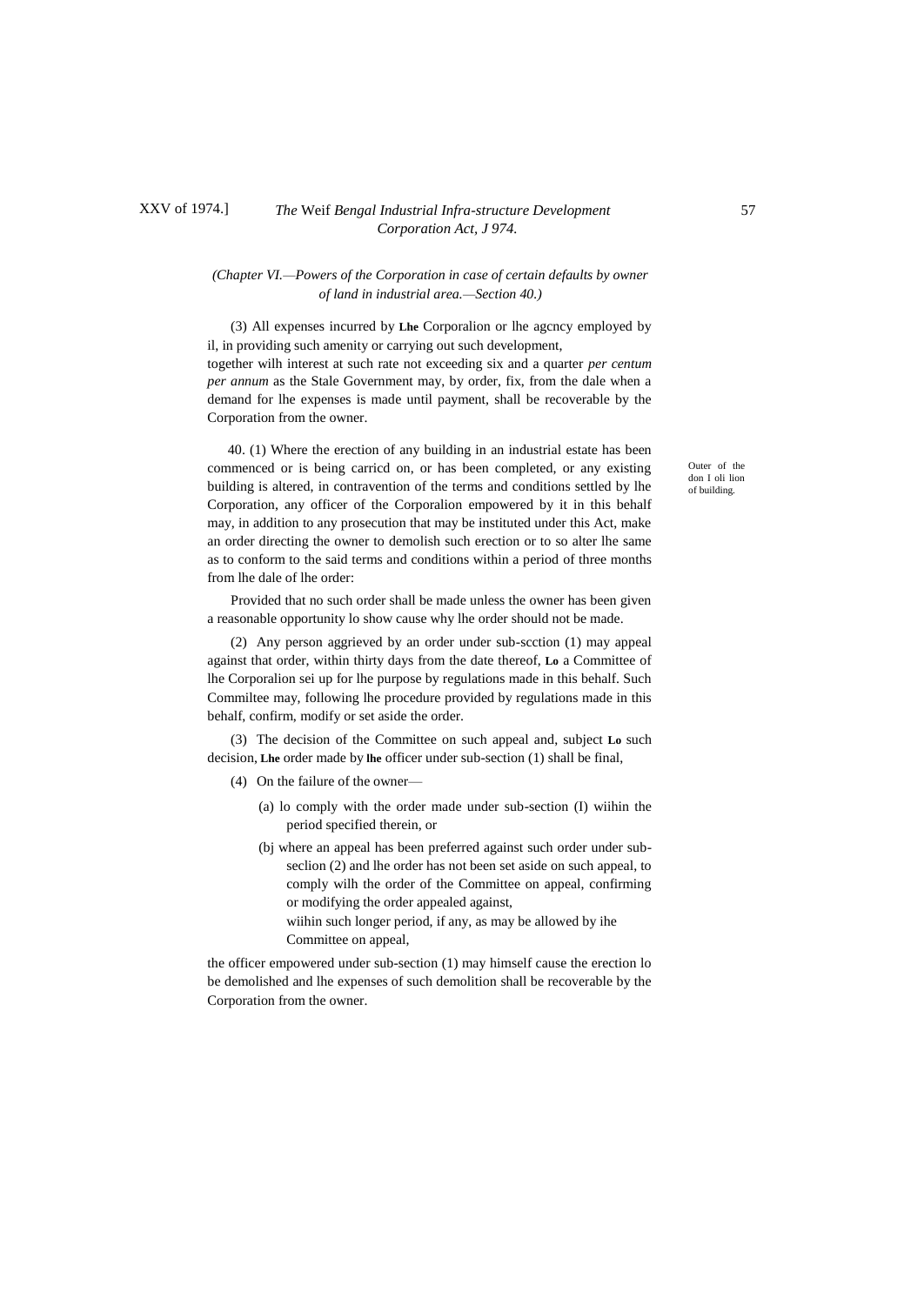*(Chapter VI.—Powers of the Corporation in case of certain defaults by owner of land in industrial area.—Section 40.)*

(3) All expenses incurred by **Lhe** Corporalion or lhe agcncy employed by il, in providing such amenity or carrying out such development,

together wilh interest at such rate not exceeding six and a quarter *per centum per annum* as the Stale Government may, by order, fix, from the dale when a demand for lhe expenses is made until payment, shall be recoverable by the Corporation from the owner.

Outer of the don I oli lion of building.

40. (1) Where the erection of any building in an industrial estate has been commenced or is being carricd on, or has been completed, or any existing building is altered, in contravention of the terms and conditions settled by lhe Corporation, any officer of the Corporalion empowered by it in this behalf may, in addition to any prosecution that may be instituted under this Act, make an order directing the owner to demolish such erection or to so alter lhe same as to conform to the said terms and conditions within a period of three months from lhe dale of lhe order:

Provided that no such order shall be made unless the owner has been given a reasonable opportunity lo show cause why lhe order should not be made.

(2) Any person aggrieved by an order under sub-scction (1) may appeal against that order, within thirty days from the date thereof, **Lo** a Committee of lhe Corporalion sei up for lhe purpose by regulations made in this behalf. Such Commiltee may, following lhe procedure provided by regulations made in this behalf, confirm, modify or set aside the order.

(3) The decision of the Committee on such appeal and, subject **Lo** such decision, **Lhe** order made by **lhe** officer under sub-section (1) shall be final,

(4) On the failure of the owner—

(a) lo comply with the order made under sub-section (I) wiihin the period specified therein, or

(bj where an appeal has been preferred against such order under sub-seclion (2) and lhe order has not been set aside on such appeal, to comply wilh the order of the Committee on appeal, confirming or modifying the order appealed against,

wiihin such longer period, if any, as may be allowed by ihe Committee on appeal,

the officer empowered under sub-section (1) may himself cause the erection lo be demolished and lhe expenses of such demolition shall be recoverable by the Corporation from the owner.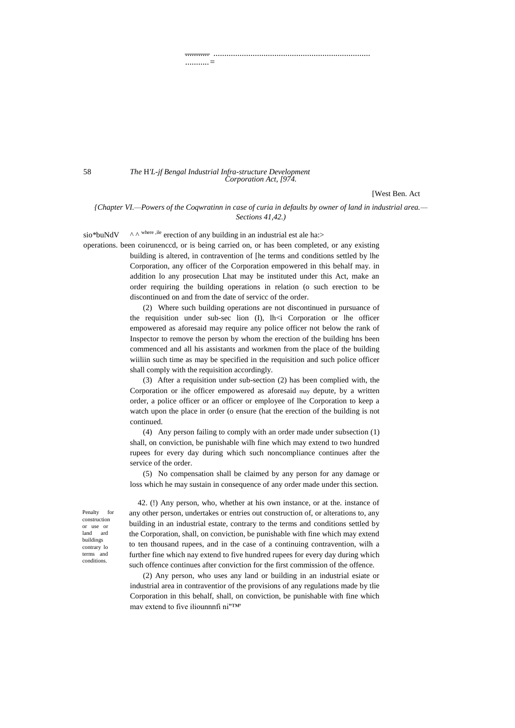[West Ben. Act

*{Chapter VI.—Powers of the Coqwratinn in case of curia in defaults by owner of land in industrial area.—Sections 41,42.)*

sio*buNdV operations. ^ ^ where ,ile erection of any building in an industrial est ale ha:> been coirunenccd, or is being carried on, or has been completed, or any existing building is altered, in contravention of [he terms and conditions settled by lhe Corporation, any officer of the Corporation empowered in this behalf may. in addition lo any prosecution Lhat may be instituted under this Act, make an order requiring the building operations in relation (o such erection to be discontinued on and from the date of servicc of the order.

(2) Where such building operations are not discontinued in pursuance of the requisition under sub-sec lion (I), lh<i Corporation or lhe officer empowered as aforesaid may require any police officer not below the rank of Inspector to remove the person by whom the erection of the building hns been commenced and all his assistants and workmen from the place of the building wiiliin such time as may be specified in the requisition and such police officer shall comply with the requisition accordingly.

(3) After a requisition under sub-section (2) has been complied with, the Corporation or ihe officer empowered as aforesaid may depute, by a written order, a police officer or an officer or employee of lhe Corporation to keep a watch upon the place in order (o ensure (hat the erection of the building is not continued.

(4) Any person failing to comply with an order made under subsection (1) shall, on conviction, be punishable wilh fine which may extend to two hundred rupees for every day during which such noncompliance continues after the service of the order.

(5) No compensation shall be claimed by any person for any damage or loss which he may sustain in consequence of any order made under this section.

Penalty for construction or use or land ard buildings contrary lo terms and conditions.

42. (!) Any person, who, whether at his own instance, or at the. instance of any other person, undertakes or entries out construction of, or alterations to, any building in an industrial estate, contrary to the terms and conditions settled by the Corporation, shall, on conviction, be punishable with fine which may extend to ten thousand rupees, and in the case of a continuing contravention, wilh a further fine which nay extend to five hundred rupees for every day during which such offence continues after conviction for the first commission of the offence.

(2) Any person, who uses any land or building in an industrial esiate or industrial area in contraventior of the provisions of any regulations made by tlie Corporation in this behalf, shall, on conviction, be punishable with fine which mav extend to five iliounnnfi ni"™'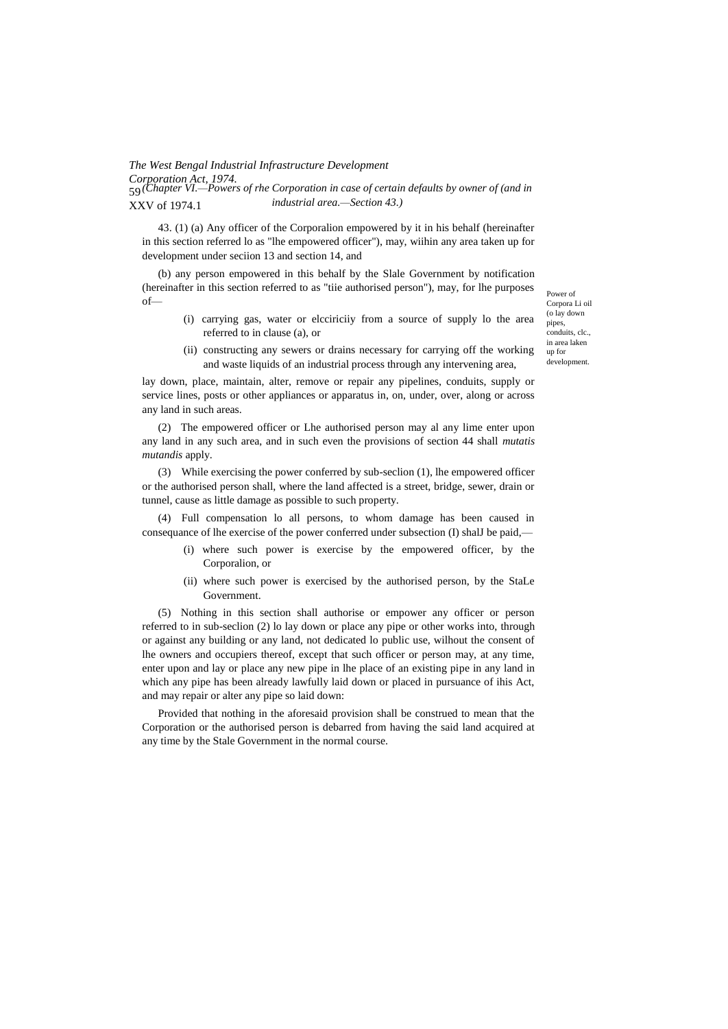43. (1) (a) Any officer of the Corporalion empowered by it in his behalf (hereinafter in this section referred lo as "lhe empowered officer"), may, wiihin any area taken up for development under seciion 13 and section 14, and

Power of Corpora Li oil (o lay down pipes, conduits, clc., in area laken up for development.

(b) any person empowered in this behalf by the Slale Government by notification (hereinafter in this section referred to as "tiie authorised person"), may, for lhe purposes of—

(i) carrying gas, water or elcciriciiy from a source of supply lo the area referred to in clause (a), or

(ii) constructing any sewers or drains necessary for carrying off the working and waste liquids of an industrial process through any intervening area,

lay down, place, maintain, alter, remove or repair any pipelines, conduits, supply or service lines, posts or other appliances or apparatus in, on, under, over, along or across any land in such areas.

(2) The empowered officer or Lhe authorised person may al any lime enter upon any land in any such area, and in such even the provisions of section 44 shall *mutatis mutandis* apply.

(3) While exercising the power conferred by sub-seclion (1), lhe empowered officer or the authorised person shall, where the land affected is a street, bridge, sewer, drain or tunnel, cause as little damage as possible to such property.

(4) Full compensation lo all persons, to whom damage has been caused in consequance of lhe exercise of the power conferred under subsection (I) shalJ be paid,—

(i) where such power is exercise by the empowered officer, by the Corporalion, or

(ii) where such power is exercised by the authorised person, by the StaLe Government.

(5) Nothing in this section shall authorise or empower any officer or person referred to in sub-seclion (2) lo lay down or place any pipe or other works into, through or against any building or any land, not dedicated lo public use, wilhout the consent of lhe owners and occupiers thereof, except that such officer or person may, at any time, enter upon and lay or place any new pipe in lhe place of an existing pipe in any land in which any pipe has been already lawfully laid down or placed in pursuance of ihis Act, and may repair or alter any pipe so laid down:

Provided that nothing in the aforesaid provision shall be construed to mean that the Corporation or the authorised person is debarred from having the said land acquired at any time by the Stale Government in the normal course.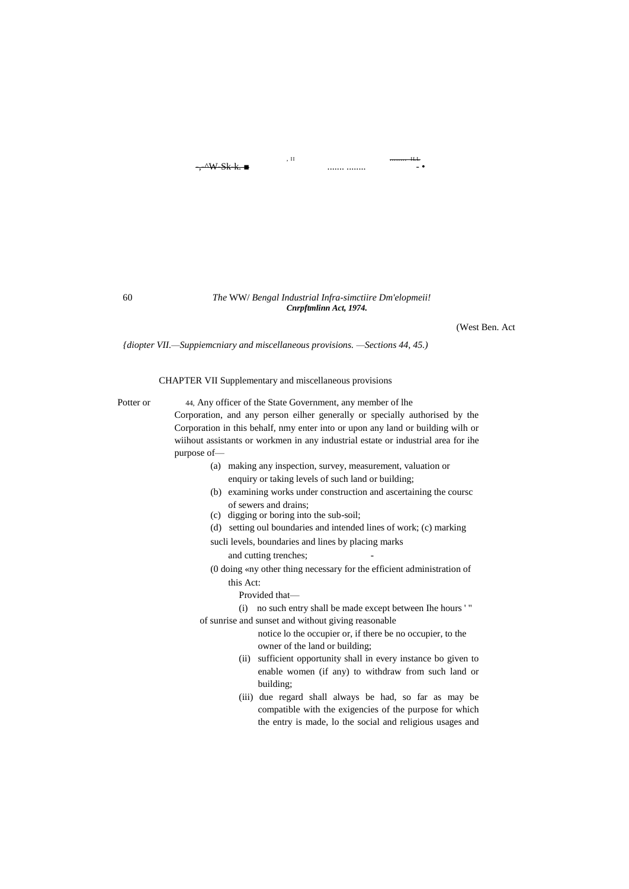(West Ben. Act

*{diopter VII.—Suppiemcniary and miscellaneous provisions. —Sections 44, 45.)*

## CHAPTER VII Supplementary and miscellaneous provisions

Potter or

44, Any officer of the State Government, any member of lhe Corporation, and any person eilher generally or specially authorised by the Corporation in this behalf, nmy enter into or upon any land or building wilh or wiihout assistants or workmen in any industrial estate or industrial area for ihe purpose of—

(a) making any inspection, survey, measurement, valuation or enquiry or taking levels of such land or building;

(b) examining works under construction and ascertaining the coursc of sewers and drains;

(c) digging or boring into the sub-soil;

(d) setting oul boundaries and intended lines of work; (c) marking sucli levels, boundaries and lines by placing marks and cutting trenches;

(0 doing «ny other thing necessary for the efficient administration of this Act:

Provided that—

(i) no such entry shall be made except between Ihe hours of sunrise and sunset and without giving reasonable notice lo the occupier or, if there be no occupier, to the owner of the land or building;

(ii) sufficient opportunity shall in every instance bo given to enable women (if any) to withdraw from such land or building;

(iii) due regard shall always be had, so far as may be compatible with the exigencies of the purpose for which the entry is made, lo the social and religious usages and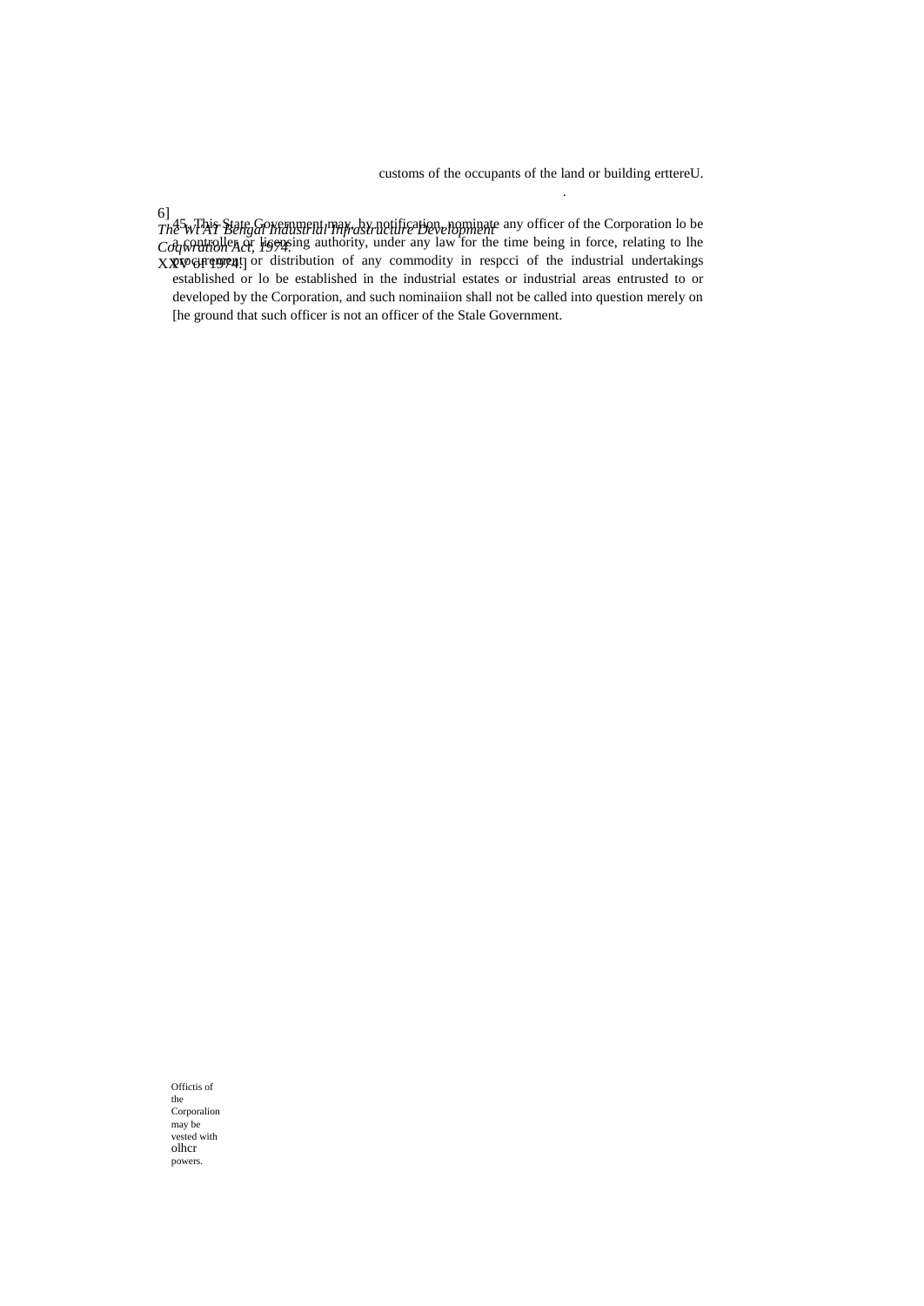customs of the occupants of the land or building erttereU.

45. This State Government may, by notification, nominate any officer of the Corporation lo be a controller or licensing authority, under any law for the time being in force, relating to lhe procurement or distribution of any commodity in respcci of the industrial undertakings established or lo be established in the industrial estates or industrial areas entrusted to or developed by the Corporation, and such nominaiion shall not be called into question merely on [he ground that such officer is not an officer of the Stale Government.

Offictis of the Corporalion may be vested with olhcr powers.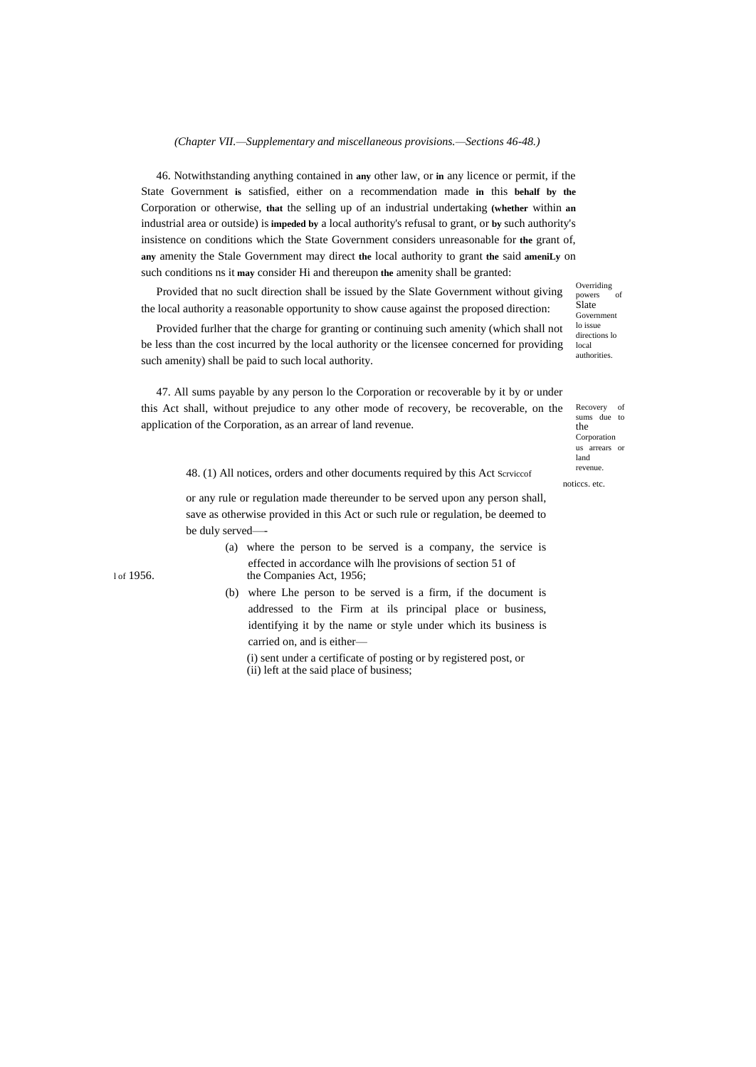*(Chapter VII.—Supplementary and miscellaneous provisions.—Sections 46-48.)*

Overriding powers of Slate Government lo issue directions lo local authorities.

46. Notwithstanding anything contained in **any** other law, or **in** any licence or permit, if the State Government **is** satisfied, either on a recommendation made **in** this **behalf by the** Corporation or otherwise, **that** the selling up of an industrial undertaking **(whether** within **an** industrial area or outside) is **impeded by** a local authority's refusal to grant, or **by** such authority's insistence on conditions which the State Government considers unreasonable for **the** grant of, **any** amenity the Stale Government may direct **the** local authority to grant **the** said **ameniLy** on such conditions ns it **may** consider Hi and thereupon **the** amenity shall be granted:

Provided that no suclt direction shall be issued by the Slate Government without giving the local authority a reasonable opportunity to show cause against the proposed direction:

Provided furlher that the charge for granting or continuing such amenity (which shall not be less than the cost incurred by the local authority or the licensee concerned for providing such amenity) shall be paid to such local authority.

Recovery of sums due to the Corporation us arrears or land revenue.

47. All sums payable by any person lo the Corporation or recoverable by it by or under this Act shall, without prejudice to any other mode of recovery, be recoverable, on the application of the Corporation, as an arrear of land revenue.

Scrviccof noticcs. etc.

48. (1) All notices, orders and other documents required by this Act or any rule or regulation made thereunder to be served upon any person shall, save as otherwise provided in this Act or such rule or regulation, be deemed to be duly served—

(a) where the person to be served is a company, the service is effected in accordance wilh lhe provisions of section 51 of the Companies Act, 1956; [l of 1956.]

(b) where Lhe person to be served is a firm, if the document is addressed to the Firm at ils principal place or business, identifying it by the name or style under which its business is carried on, and is either—

(i) sent under a certificate of posting or by registered post, or
(ii) left at the said place of business;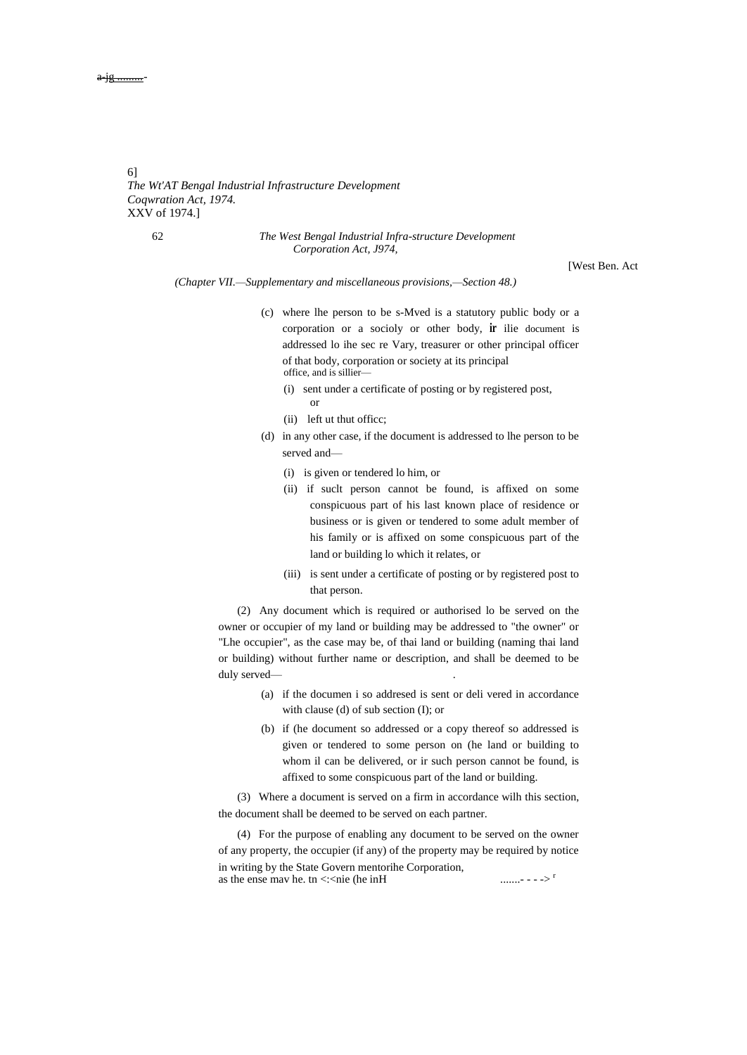*(Chapter VII.—Supplementary and miscellaneous provisions,—Section 48.)*

(c) where lhe person to be s-Mved is a statutory public body or a corporation or a socioly or other body, **ir** ilie document is addressed lo ihe sec re Vary, treasurer or other principal officer of that body, corporation or society at its principal office, and is sillier—

(i) sent under a certificate of posting or by registered post, or

(ii) left ut thut officc;

(d) in any other case, if the document is addressed to lhe person to be served and—

(i) is given or tendered lo him, or

(ii) if suclt person cannot be found, is affixed on some conspicuous part of his last known place of residence or business or is given or tendered to some adult member of his family or is affixed on some conspicuous part of the land or building lo which it relates, or

(iii) is sent under a certificate of posting or by registered post to that person.

(2) Any document which is required or authorised lo be served on the owner or occupier of my land or building may be addressed to "the owner" or "Lhe occupier", as the case may be, of thai land or building (naming thai land or building) without further name or description, and shall be deemed to be duly served—

(a) if the documen i so addresed is sent or deli vered in accordance with clause (d) of sub section (I); or

(b) if (he document so addressed or a copy thereof so addressed is given or tendered to some person on (he land or building to whom il can be delivered, or ir such person cannot be found, is affixed to some conspicuous part of the land or building.

(3) Where a document is served on a firm in accordance wilh this section, the document shall be deemed to be served on each partner.

(4) For the purpose of enabling any document to be served on the owner of any property, the occupier (if any) of the property may be required by notice in writing by the State Govern mentorihe Corporation, as the ense mav he. tn <:<nie (he inH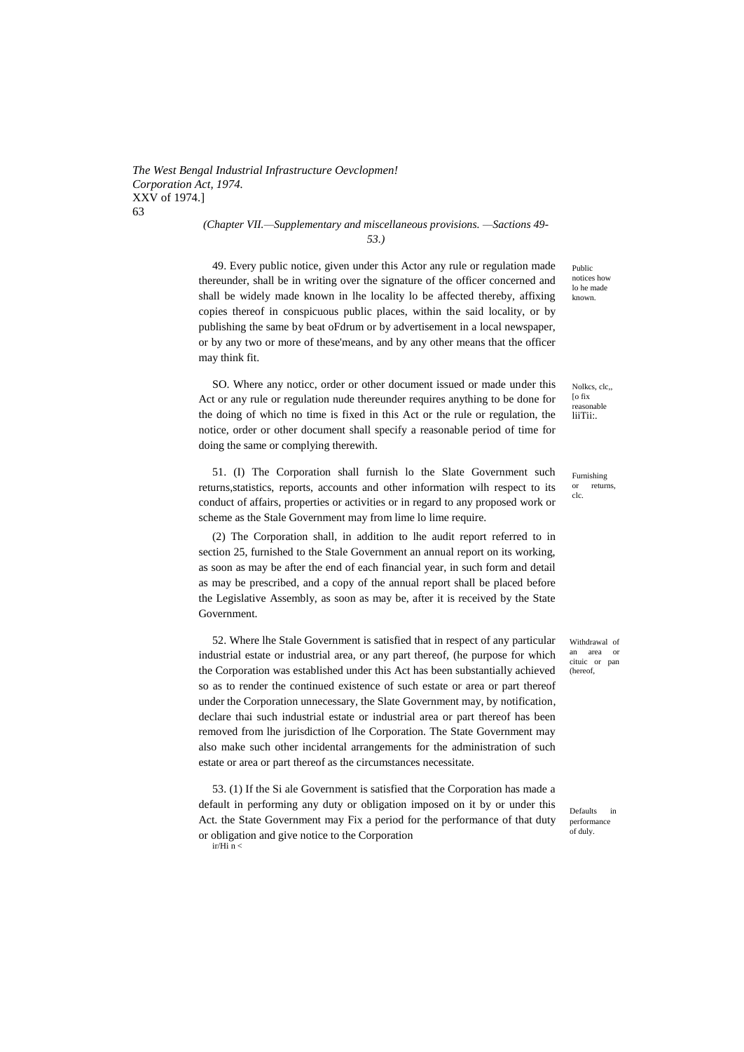*(Chapter VII.—Supplementary and miscellaneous provisions. —Sactions 49-53.)*

Public notices how lo he made known.

49. Every public notice, given under this Actor any rule or regulation made thereunder, shall be in writing over the signature of the officer concerned and shall be widely made known in lhe locality lo be affected thereby, affixing copies thereof in conspicuous public places, within the said locality, or by publishing the same by beat oFdrum or by advertisement in a local newspaper, or by any two or more of these'means, and by any other means that the officer may think fit.

Nolkcs, clc,, [o fix reasonable liiTii:.

SO. Where any noticc, order or other document issued or made under this Act or any rule or regulation nude thereunder requires anything to be done for the doing of which no time is fixed in this Act or the rule or regulation, the notice, order or other document shall specify a reasonable period of time for doing the same or complying therewith.

Furnishing or returns, clc.

51. (I) The Corporation shall furnish lo the Slate Government such returns,statistics, reports, accounts and other information wilh respect to its conduct of affairs, properties or activities or in regard to any proposed work or scheme as the Stale Government may from lime lo lime require.

(2) The Corporation shall, in addition to lhe audit report referred to in section 25, furnished to the Stale Government an annual report on its working, as soon as may be after the end of each financial year, in such form and detail as may be prescribed, and a copy of the annual report shall be placed before the Legislative Assembly, as soon as may be, after it is received by the State Government.

Withdrawal of an area or cituic or pan (hereof,

52. Where lhe Stale Government is satisfied that in respect of any particular industrial estate or industrial area, or any part thereof, (he purpose for which the Corporation was established under this Act has been substantially achieved so as to render the continued existence of such estate or area or part thereof under the Corporation unnecessary, the Slate Government may, by notification, declare thai such industrial estate or industrial area or part thereof has been removed from lhe jurisdiction of lhe Corporation. The State Government may also make such other incidental arrangements for the administration of such estate or area or part thereof as the circumstances necessitate.

Defaults in performance of duly.

53. (1) If the Si ale Government is satisfied that the Corporation has made a default in performing any duty or obligation imposed on it by or under this Act. the State Government may Fix a period for the performance of that duty or obligation and give notice to the Corporation

ir/Hi n <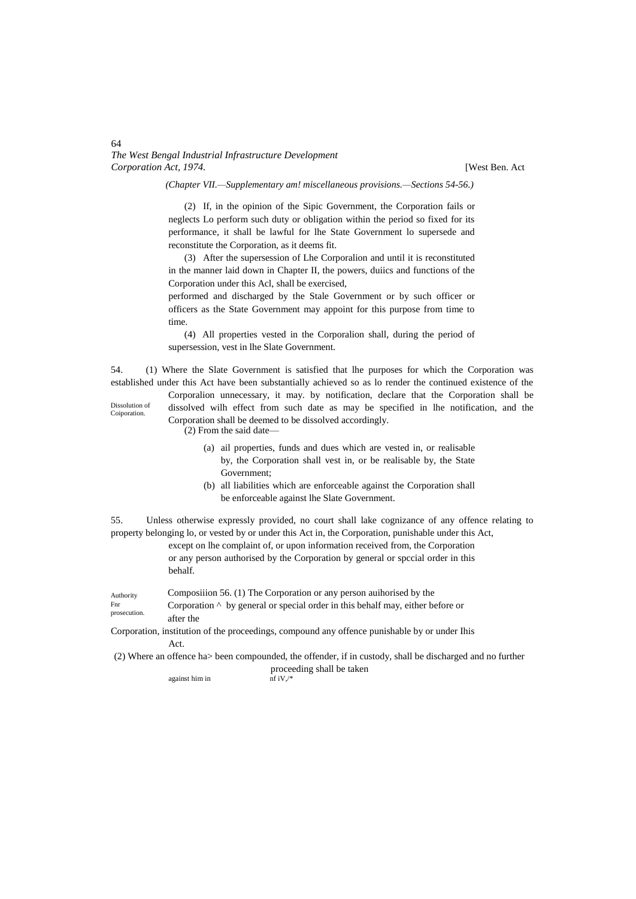*(Chapter VII.—Supplementary am! miscellaneous provisions.—Sections 54-56.)*

(2) If, in the opinion of the Sipic Government, the Corporation fails or neglects Lo perform such duty or obligation within the period so fixed for its performance, it shall be lawful for lhe State Government lo supersede and reconstitute the Corporation, as it deems fit.

(3) After the supersession of Lhe Corporalion and until it is reconstituted in the manner laid down in Chapter II, the powers, duiics and functions of the Corporation under this Acl, shall be exercised, performed and discharged by the Stale Government or by such officer or officers as the State Government may appoint for this purpose from time to time.

(4) All properties vested in the Corporalion shall, during the period of supersession, vest in lhe Slate Government.

Dissolution of Coiporation.

54. (1) Where the Slate Government is satisfied that lhe purposes for which the Corporation was established under this Act have been substantially achieved so as lo render the continued existence of the Corporalion unnecessary, it may. by notification, declare that the Corporation shall be dissolved wilh effect from such date as may be specified in lhe notification, and the Corporation shall be deemed to be dissolved accordingly.

(2) From the said date—

(a) ail properties, funds and dues which are vested in, or realisable by, the Corporation shall vest in, or be realisable by, the State Government;

(b) all liabilities which are enforceable against the Corporation shall be enforceable against lhe Slate Government.

Authority Fnr prosecution.

55. Unless otherwise expressly provided, no court shall lake cognizance of any offence relating to property belonging lo, or vested by or under this Act in, the Corporation, punishable under this Act, except on lhe complaint of, or upon information received from, the Corporation or any person authorised by the Corporation by general or spccial order in this behalf.

Composiiion 56. (1) The Corporation or any person auihorised by the Corporation ^ by general or special order in this behalf may, either before or after the Corporation, institution of the proceedings, compound any offence punishable by or under Ihis Act.

(2) Where an offence ha> been compounded, the offender, if in custody, shall be discharged and no further proceeding shall be taken against him in nf iV,/*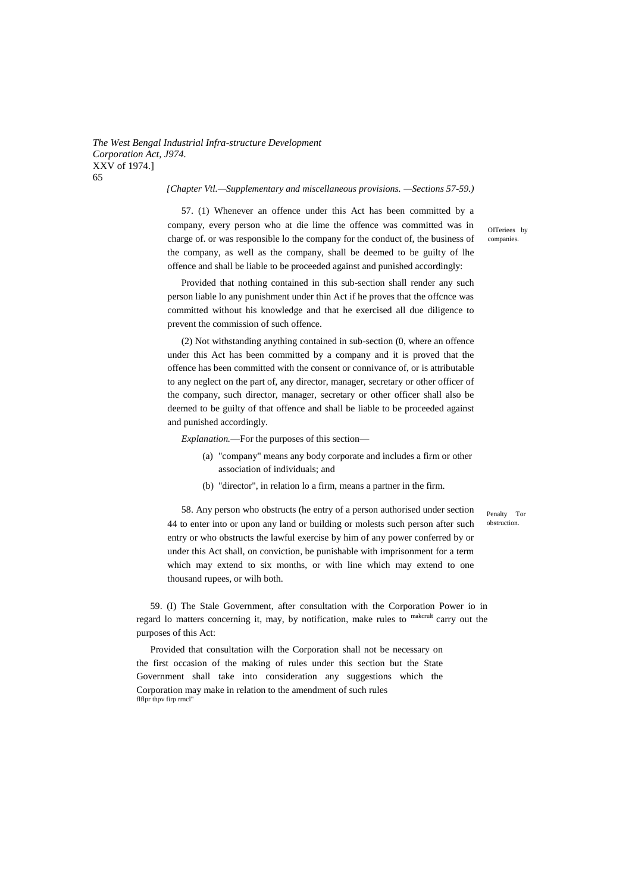*{Chapter Vtl.—Supplementary and miscellaneous provisions. —Sections 57-59.)*

OITeriees by companies.

57. (1) Whenever an offence under this Act has been committed by a company, every person who at die lime the offence was committed was in charge of. or was responsible lo the company for the conduct of, the business of the company, as well as the company, shall be deemed to be guilty of lhe offence and shall be liable to be proceeded against and punished accordingly:

Provided that nothing contained in this sub-section shall render any such person liable lo any punishment under thin Act if he proves that the offcnce was committed without his knowledge and that he exercised all due diligence to prevent the commission of such offence.

(2) Not withstanding anything contained in sub-section (0, where an offence under this Act has been committed by a company and it is proved that the offence has been committed with the consent or connivance of, or is attributable to any neglect on the part of, any director, manager, secretary or other officer of the company, such director, manager, secretary or other officer shall also be deemed to be guilty of that offence and shall be liable to be proceeded against and punished accordingly.

*Explanation.*—For the purposes of this section—

(a) "company" means any body corporate and includes a firm or other association of individuals; and

(b) "director", in relation lo a firm, means a partner in the firm.

Penalty Tor obstruction.

58. Any person who obstructs (he entry of a person authorised under section 44 to enter into or upon any land or building or molests such person after such entry or who obstructs the lawful exercise by him of any power conferred by or under this Act shall, on conviction, be punishable with imprisonment for a term which may extend to six months, or with line which may extend to one thousand rupees, or wilh both.

Power io makcrult

59. (I) The Stale Government, after consultation with the Corporation in regard lo matters concerning it, may, by notification, make rules to carry out the purposes of this Act:

Provided that consultation wilh the Corporation shall not be necessary on the first occasion of the making of rules under this section but the State Government shall take into consideration any suggestions which the Corporation may make in relation to the amendment of such rules flflpr thpv firp rrncl"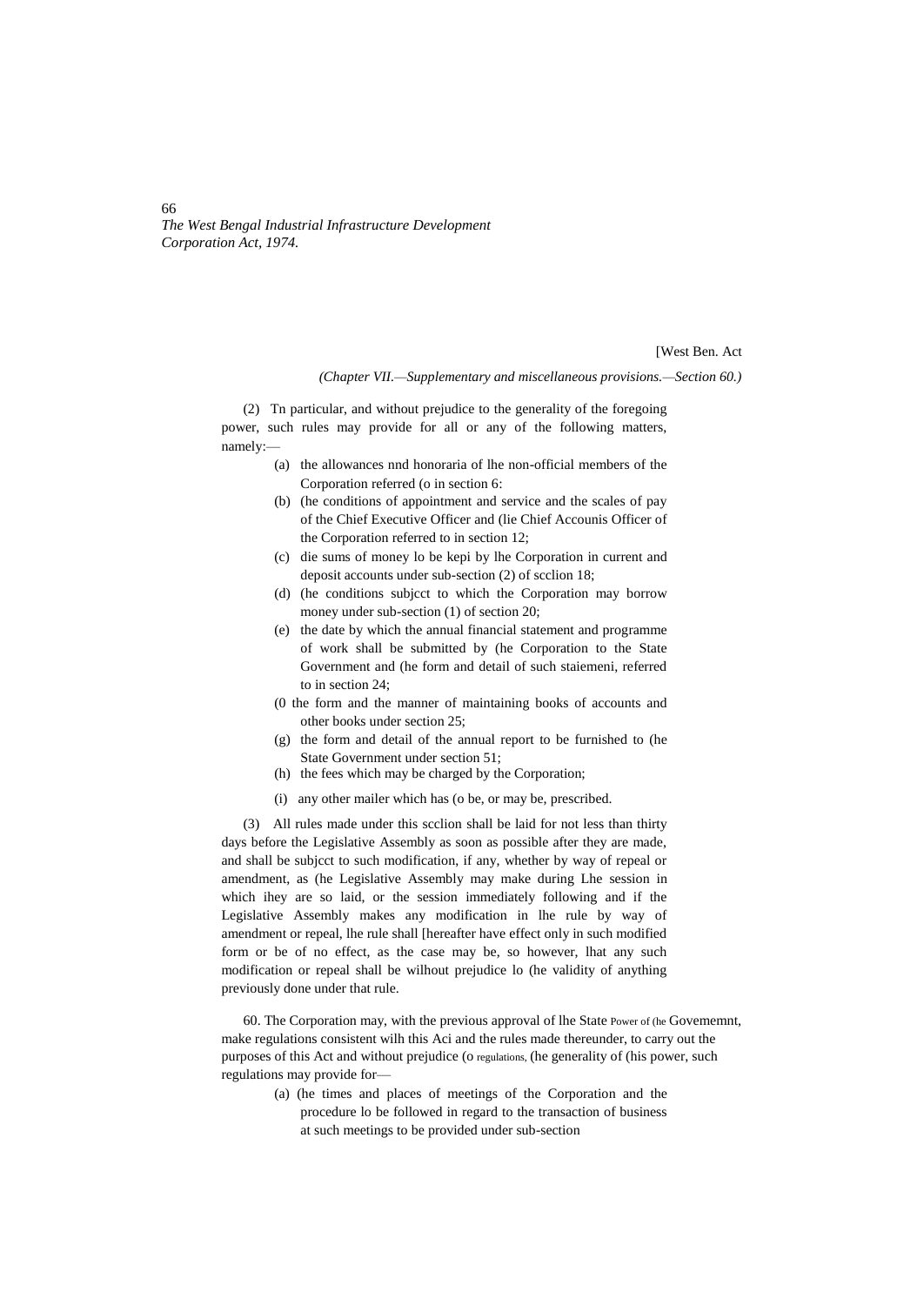(2) Tn particular, and without prejudice to the generality of the foregoing power, such rules may provide for all or any of the following matters, namely:—

(a) the allowances nnd honoraria of lhe non-official members of the Corporation referred (o in section 6:

(b) (he conditions of appointment and service and the scales of pay of the Chief Executive Officer and (lie Chief Accounis Officer of the Corporation referred to in section 12;

(c) die sums of money lo be kepi by lhe Corporation in current and deposit accounts under sub-section (2) of scclion 18;

(d) (he conditions subjcct to which the Corporation may borrow money under sub-section (1) of section 20;

(e) the date by which the annual financial statement and programme of work shall be submitted by (he Corporation to the State Government and (he form and detail of such staiemeni, referred to in section 24;

(0 the form and the manner of maintaining books of accounts and other books under section 25;

(g) the form and detail of the annual report to be furnished to (he State Government under section 51;

(h) the fees which may be charged by the Corporation;

(i) any other mailer which has (o be, or may be, prescribed.

(3) All rules made under this scclion shall be laid for not less than thirty days before the Legislative Assembly as soon as possible after they are made, and shall be subjcct to such modification, if any, whether by way of repeal or amendment, as (he Legislative Assembly may make during Lhe session in which ihey are so laid, or the session immediately following and if the Legislative Assembly makes any modification in lhe rule by way of amendment or repeal, lhe rule shall [hereafter have effect only in such modified form or be of no effect, as the case may be, so however, lhat any such modification or repeal shall be wilhout prejudice lo (he validity of anything previously done under that rule.

Power of (he Govememnt, regulations.

60. The Corporation may, with the previous approval of lhe State Govememnt, make regulations consistent wilh this Aci and the rules made thereunder, to carry out the purposes of this Act and without prejudice (o (he generality of (his power, such regulations may provide for—

(a) (he times and places of meetings of the Corporation and the procedure lo be followed in regard to the transaction of business at such meetings to be provided under sub-section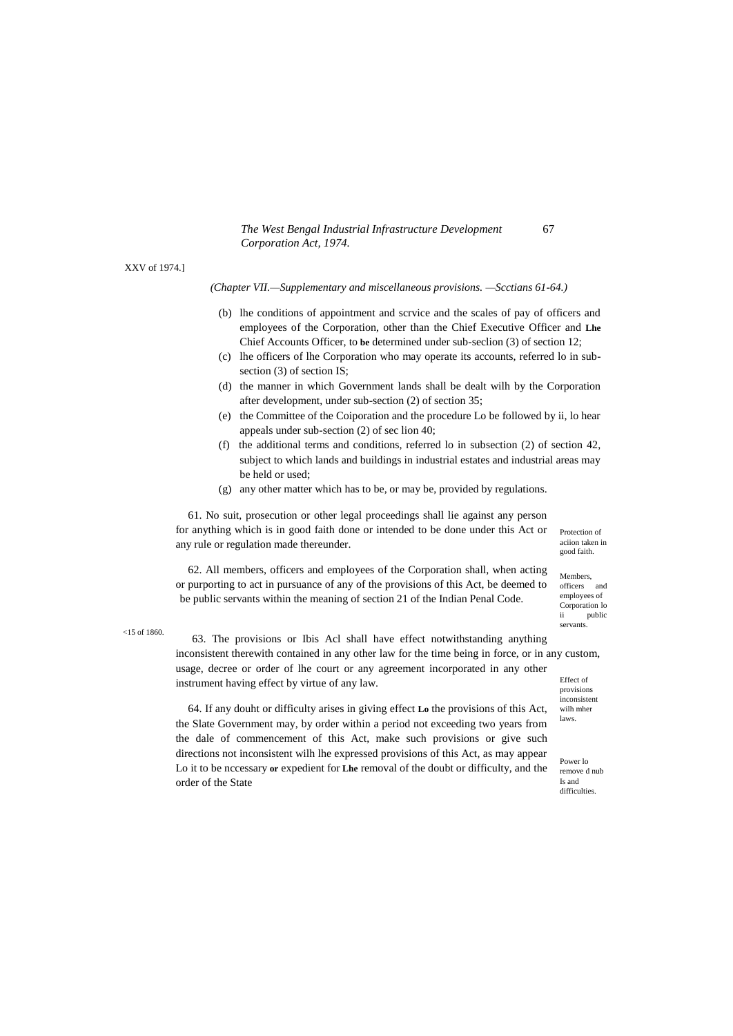XXV of 1974.]

*(Chapter VII.—Supplementary and miscellaneous provisions. —Scctians 61-64.)*

(b) lhe conditions of appointment and scrvice and the scales of pay of officers and employees of the Corporation, other than the Chief Executive Officer and **Lhe** Chief Accounts Officer, to **be** determined under sub-seclion (3) of section 12;

(c) lhe officers of lhe Corporation who may operate its accounts, referred lo in sub-section (3) of section IS;

(d) the manner in which Government lands shall be dealt wilh by the Corporation after development, under sub-section (2) of section 35;

(e) the Committee of the Coiporation and the procedure Lo be followed by ii, lo hear appeals under sub-section (2) of sec lion 40;

(f) the additional terms and conditions, referred lo in subsection (2) of section 42, subject to which lands and buildings in industrial estates and industrial areas may be held or used;

(g) any other matter which has to be, or may be, provided by regulations.

Protection of aciion taken in good faith.

61. No suit, prosecution or other legal proceedings shall lie against any person for anything which is in good faith done or intended to be done under this Act or any rule or regulation made thereunder.

Members, officers and employees of Corporation lo ii public servants.

62. All members, officers and employees of the Corporation shall, when acting or purporting to act in pursuance of any of the provisions of this Act, be deemed to be public servants within the meaning of section 21 of the Indian Penal Code.

<15 of 1860.

Effect of provisions inconsistent wilh mher laws.

63. The provisions or Ibis Acl shall have effect notwithstanding anything inconsistent therewith contained in any other law for the time being in force, or in any custom, usage, decree or order of lhe court or any agreement incorporated in any other instrument having effect by virtue of any law.

Power lo remove d nub Is and difficulties.

64. If any douht or difficulty arises in giving effect **Lo** the provisions of this Act, the Slate Government may, by order within a period not exceeding two years from the dale of commencement of this Act, make such provisions or give such directions not inconsistent wilh lhe expressed provisions of this Act, as may appear Lo it to be nccessary **or** expedient for **Lhe** removal of the doubt or difficulty, and the order of the State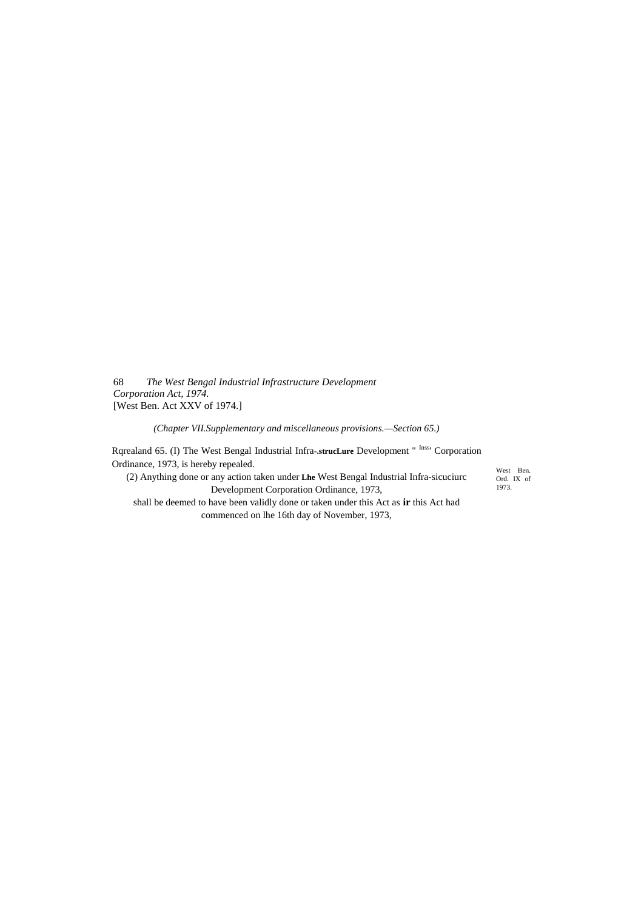*(Chapter VII.Supplementary and miscellaneous provisions.—Section 65.)*

Rqrealand 65. (I) The West Bengal Industrial Infra-**.strucLure** Development " Inss' Corporation Ordinance, 1973, is hereby repealed.

West Ben. Ord. IX of 1973.

(2) Anything done or any action taken under **Lhe** West Bengal Industrial Infra-sicuciurc Development Corporation Ordinance, 1973, shall be deemed to have been validly done or taken under this Act as **ir** this Act had commenced on lhe 16th day of November, 1973,